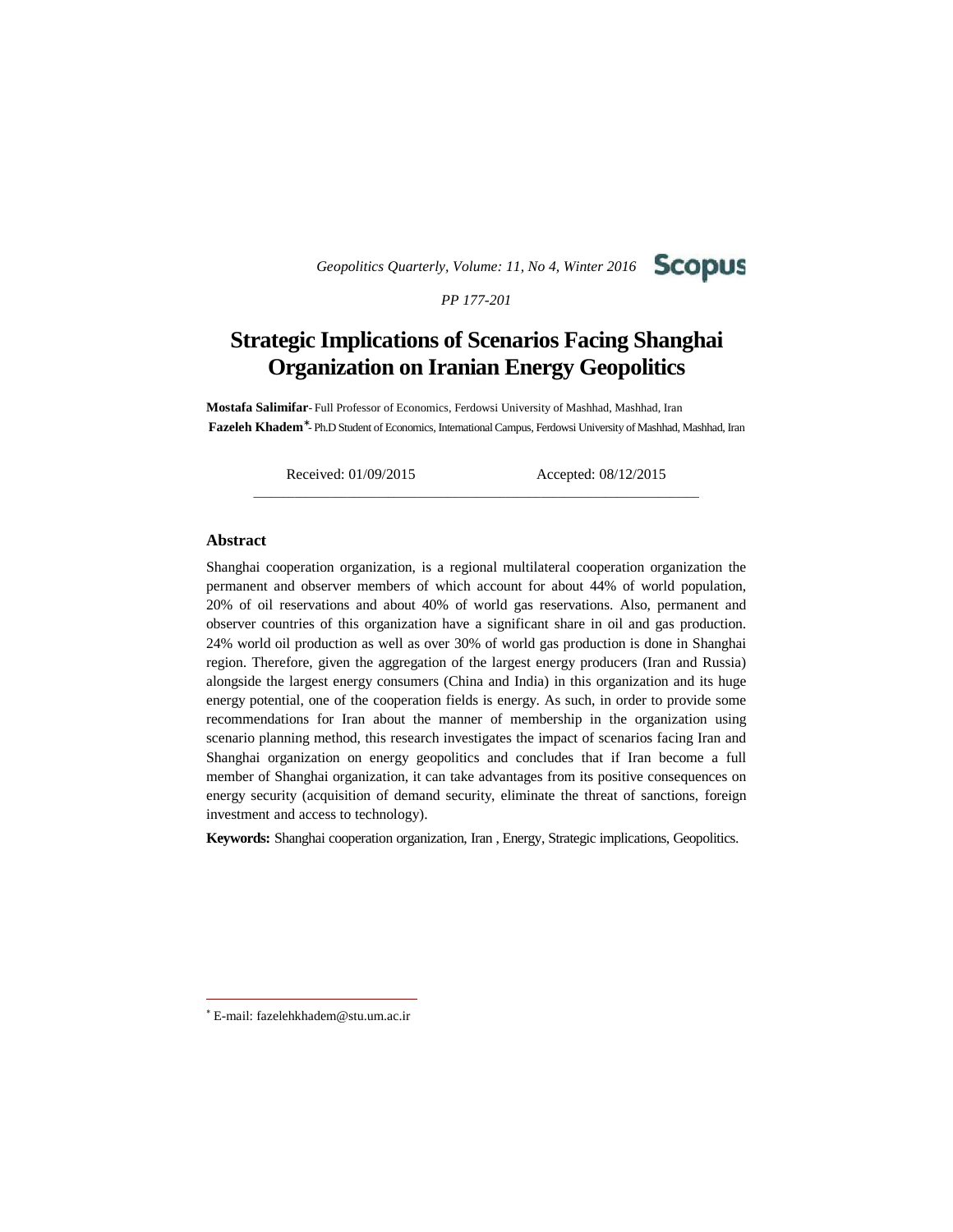# Strategic Implications of Scenarios Facing Shanghai Organization on Iranian Energy Geopolitics

**Mostafa Salimifar**- Full Professor of Economics, Ferdowsi University of Mashhad, Mashhad, Iran

**Fazeleh Khadem***- Ph.D Student of Economics, International Campus, Ferdowsi University of Mashhad, Mashhad, Iran

Received: 01/09/2015 Accepted: 08/12/2015

## Abstract

Shanghai cooperation organization, is a regional multilateral cooperation organization the permanent and observer members of which account for about 44% of world population, 20% of oil reservations and about 40% of world gas reservations. Also, permanent and observer countries of this organization have a significant share in oil and gas production. 24% world oil production as well as over 30% of world gas production is done in Shanghai region. Therefore, given the aggregation of the largest energy producers (Iran and Russia) alongside the largest energy consumers (China and India) in this organization and its huge energy potential, one of the cooperation fields is energy. As such, in order to provide some recommendations for Iran about the manner of membership in the organization using scenario planning method, this research investigates the impact of scenarios facing Iran and Shanghai organization on energy geopolitics and concludes that if Iran become a full member of Shanghai organization, it can take advantages from its positive consequences on energy security (acquisition of demand security, eliminate the threat of sanctions, foreign investment and access to technology).

**Keywords:** Shanghai cooperation organization, Iran , Energy, Strategic implications, Geopolitics.

---

* E-mail: fazelehkhadem@stu.um.ac.ir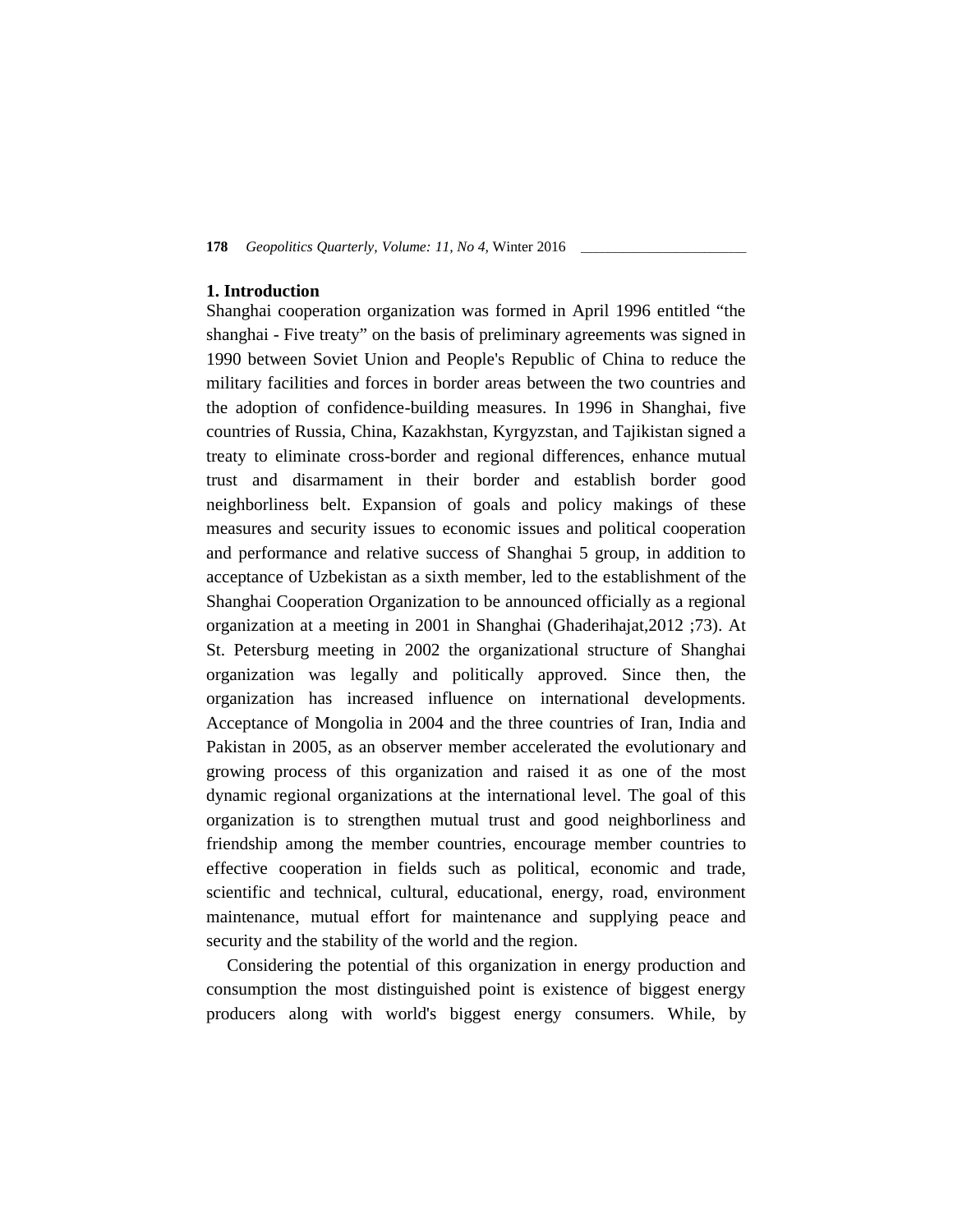## 1. Introduction

Shanghai cooperation organization was formed in April 1996 entitled “the shanghai - Five treaty” on the basis of preliminary agreements was signed in 1990 between Soviet Union and People's Republic of China to reduce the military facilities and forces in border areas between the two countries and the adoption of confidence-building measures. In 1996 in Shanghai, five countries of Russia, China, Kazakhstan, Kyrgyzstan, and Tajikistan signed a treaty to eliminate cross-border and regional differences, enhance mutual trust and disarmament in their border and establish border good neighborliness belt. Expansion of goals and policy makings of these measures and security issues to economic issues and political cooperation and performance and relative success of Shanghai 5 group, in addition to acceptance of Uzbekistan as a sixth member, led to the establishment of the Shanghai Cooperation Organization to be announced officially as a regional organization at a meeting in 2001 in Shanghai (Ghaderihajat,2012 ;73). At St. Petersburg meeting in 2002 the organizational structure of Shanghai organization was legally and politically approved. Since then, the organization has increased influence on international developments. Acceptance of Mongolia in 2004 and the three countries of Iran, India and Pakistan in 2005, as an observer member accelerated the evolutionary and growing process of this organization and raised it as one of the most dynamic regional organizations at the international level. The goal of this organization is to strengthen mutual trust and good neighborliness and friendship among the member countries, encourage member countries to effective cooperation in fields such as political, economic and trade, scientific and technical, cultural, educational, energy, road, environment maintenance, mutual effort for maintenance and supplying peace and security and the stability of the world and the region.

Considering the potential of this organization in energy production and consumption the most distinguished point is existence of biggest energy producers along with world's biggest energy consumers. While, by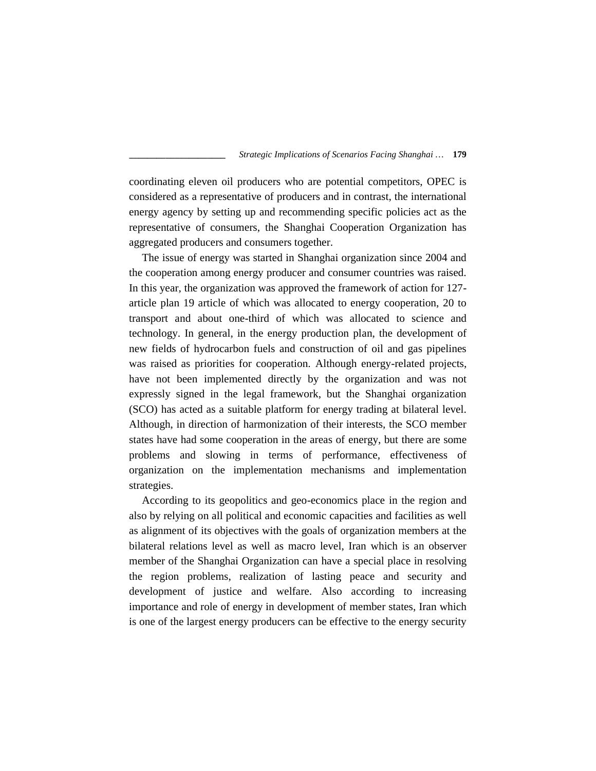coordinating eleven oil producers who are potential competitors, OPEC is considered as a representative of producers and in contrast, the international energy agency by setting up and recommending specific policies act as the representative of consumers, the Shanghai Cooperation Organization has aggregated producers and consumers together.

The issue of energy was started in Shanghai organization since 2004 and the cooperation among energy producer and consumer countries was raised. In this year, the organization was approved the framework of action for 127-article plan 19 article of which was allocated to energy cooperation, 20 to transport and about one-third of which was allocated to science and technology. In general, in the energy production plan, the development of new fields of hydrocarbon fuels and construction of oil and gas pipelines was raised as priorities for cooperation. Although energy-related projects, have not been implemented directly by the organization and was not expressly signed in the legal framework, but the Shanghai organization (SCO) has acted as a suitable platform for energy trading at bilateral level. Although, in direction of harmonization of their interests, the SCO member states have had some cooperation in the areas of energy, but there are some problems and slowing in terms of performance, effectiveness of organization on the implementation mechanisms and implementation strategies.

According to its geopolitics and geo-economics place in the region and also by relying on all political and economic capacities and facilities as well as alignment of its objectives with the goals of organization members at the bilateral relations level as well as macro level, Iran which is an observer member of the Shanghai Organization can have a special place in resolving the region problems, realization of lasting peace and security and development of justice and welfare. Also according to increasing importance and role of energy in development of member states, Iran which is one of the largest energy producers can be effective to the energy security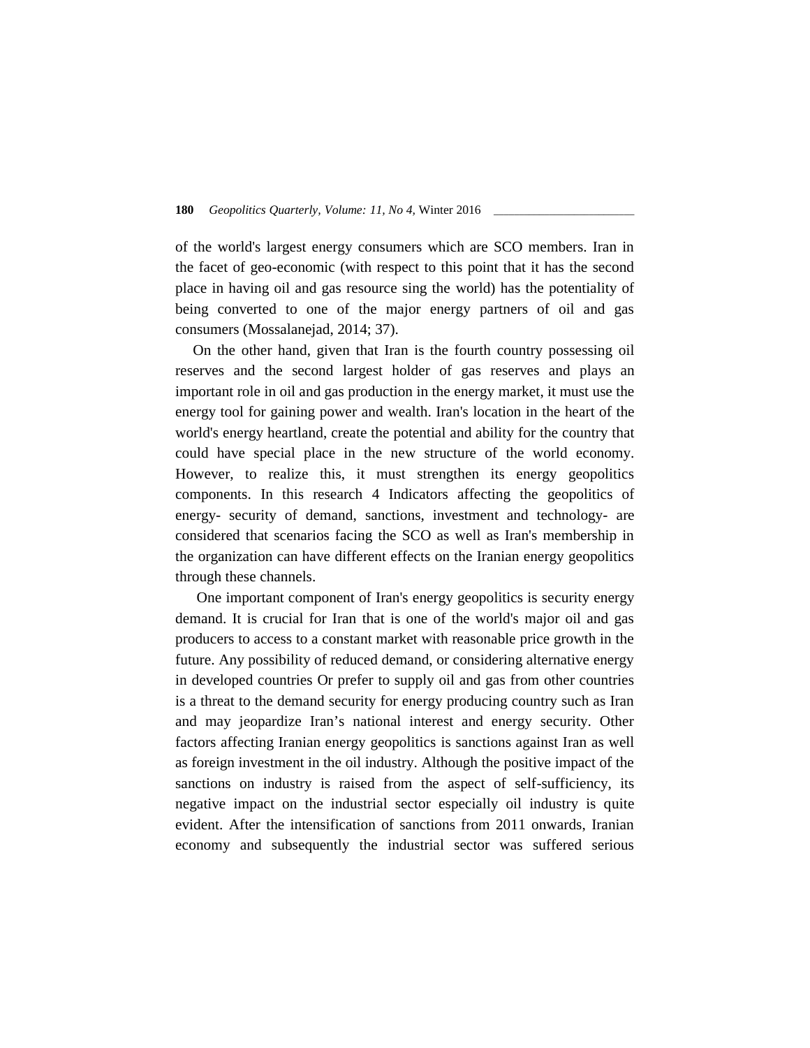of the world's largest energy consumers which are SCO members. Iran in the facet of geo-economic (with respect to this point that it has the second place in having oil and gas resource sing the world) has the potentiality of being converted to one of the major energy partners of oil and gas consumers (Mossalanejad, 2014; 37).

On the other hand, given that Iran is the fourth country possessing oil reserves and the second largest holder of gas reserves and plays an important role in oil and gas production in the energy market, it must use the energy tool for gaining power and wealth. Iran's location in the heart of the world's energy heartland, create the potential and ability for the country that could have special place in the new structure of the world economy. However, to realize this, it must strengthen its energy geopolitics components. In this research 4 Indicators affecting the geopolitics of energy- security of demand, sanctions, investment and technology- are considered that scenarios facing the SCO as well as Iran's membership in the organization can have different effects on the Iranian energy geopolitics through these channels.

One important component of Iran's energy geopolitics is security energy demand. It is crucial for Iran that is one of the world's major oil and gas producers to access to a constant market with reasonable price growth in the future. Any possibility of reduced demand, or considering alternative energy in developed countries Or prefer to supply oil and gas from other countries is a threat to the demand security for energy producing country such as Iran and may jeopardize Iran's national interest and energy security. Other factors affecting Iranian energy geopolitics is sanctions against Iran as well as foreign investment in the oil industry. Although the positive impact of the sanctions on industry is raised from the aspect of self-sufficiency, its negative impact on the industrial sector especially oil industry is quite evident. After the intensification of sanctions from 2011 onwards, Iranian economy and subsequently the industrial sector was suffered serious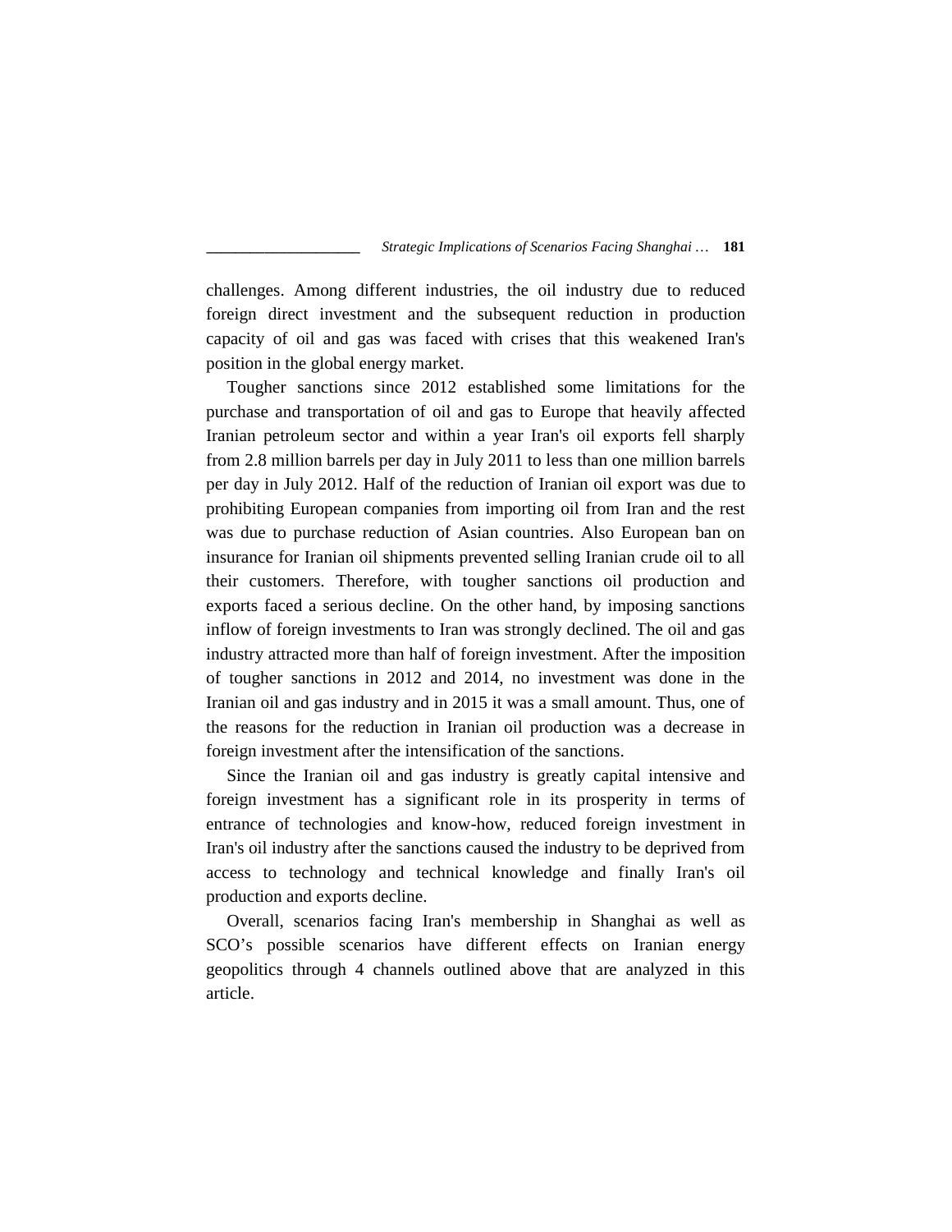challenges. Among different industries, the oil industry due to reduced foreign direct investment and the subsequent reduction in production capacity of oil and gas was faced with crises that this weakened Iran's position in the global energy market.

Tougher sanctions since 2012 established some limitations for the purchase and transportation of oil and gas to Europe that heavily affected Iranian petroleum sector and within a year Iran's oil exports fell sharply from 2.8 million barrels per day in July 2011 to less than one million barrels per day in July 2012. Half of the reduction of Iranian oil export was due to prohibiting European companies from importing oil from Iran and the rest was due to purchase reduction of Asian countries. Also European ban on insurance for Iranian oil shipments prevented selling Iranian crude oil to all their customers. Therefore, with tougher sanctions oil production and exports faced a serious decline. On the other hand, by imposing sanctions inflow of foreign investments to Iran was strongly declined. The oil and gas industry attracted more than half of foreign investment. After the imposition of tougher sanctions in 2012 and 2014, no investment was done in the Iranian oil and gas industry and in 2015 it was a small amount. Thus, one of the reasons for the reduction in Iranian oil production was a decrease in foreign investment after the intensification of the sanctions.

Since the Iranian oil and gas industry is greatly capital intensive and foreign investment has a significant role in its prosperity in terms of entrance of technologies and know-how, reduced foreign investment in Iran's oil industry after the sanctions caused the industry to be deprived from access to technology and technical knowledge and finally Iran's oil production and exports decline.

Overall, scenarios facing Iran's membership in Shanghai as well as SCO's possible scenarios have different effects on Iranian energy geopolitics through 4 channels outlined above that are analyzed in this article.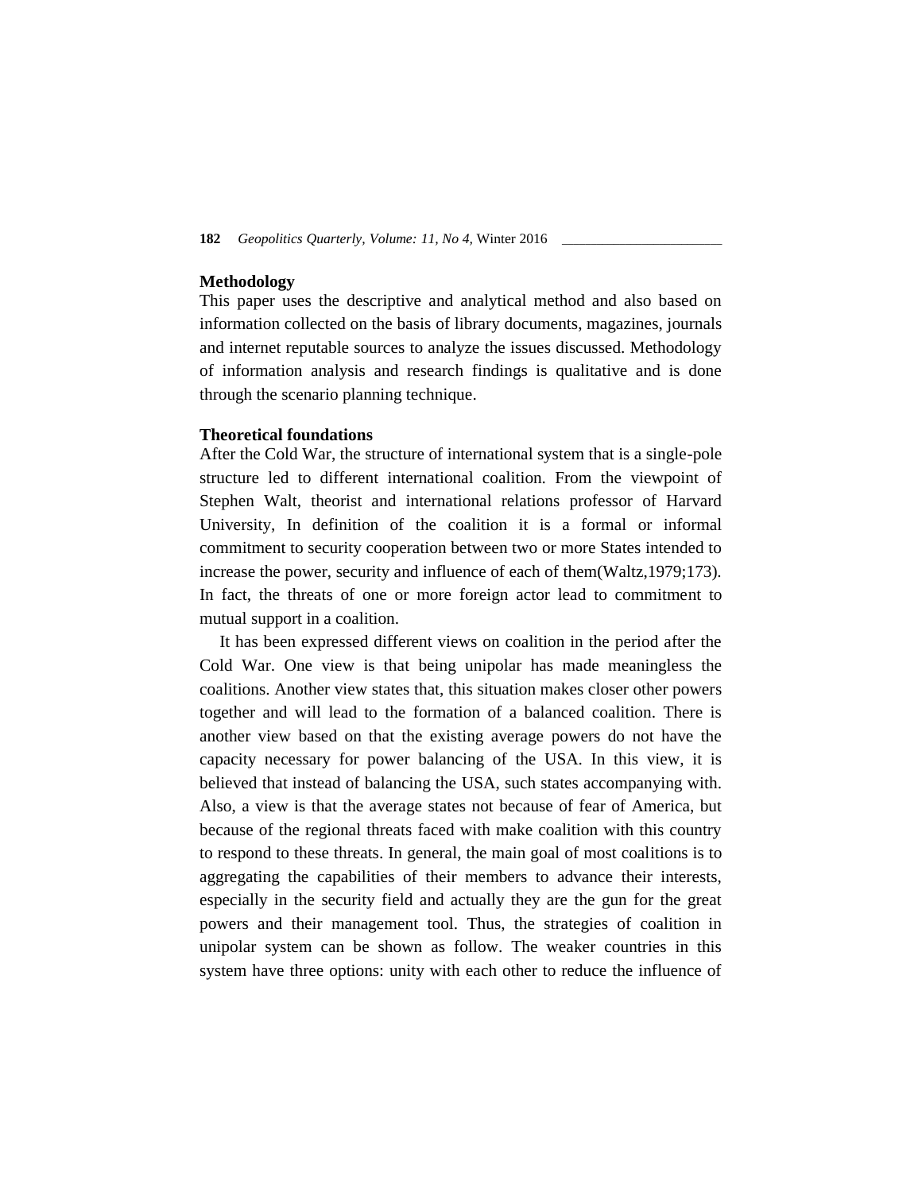## Methodology

This paper uses the descriptive and analytical method and also based on information collected on the basis of library documents, magazines, journals and internet reputable sources to analyze the issues discussed. Methodology of information analysis and research findings is qualitative and is done through the scenario planning technique.

## Theoretical foundations

After the Cold War, the structure of international system that is a single-pole structure led to different international coalition. From the viewpoint of Stephen Walt, theorist and international relations professor of Harvard University, In definition of the coalition it is a formal or informal commitment to security cooperation between two or more States intended to increase the power, security and influence of each of them(Waltz,1979;173). In fact, the threats of one or more foreign actor lead to commitment to mutual support in a coalition.

It has been expressed different views on coalition in the period after the Cold War. One view is that being unipolar has made meaningless the coalitions. Another view states that, this situation makes closer other powers together and will lead to the formation of a balanced coalition. There is another view based on that the existing average powers do not have the capacity necessary for power balancing of the USA. In this view, it is believed that instead of balancing the USA, such states accompanying with. Also, a view is that the average states not because of fear of America, but because of the regional threats faced with make coalition with this country to respond to these threats. In general, the main goal of most coalitions is to aggregating the capabilities of their members to advance their interests, especially in the security field and actually they are the gun for the great powers and their management tool. Thus, the strategies of coalition in unipolar system can be shown as follow. The weaker countries in this system have three options: unity with each other to reduce the influence of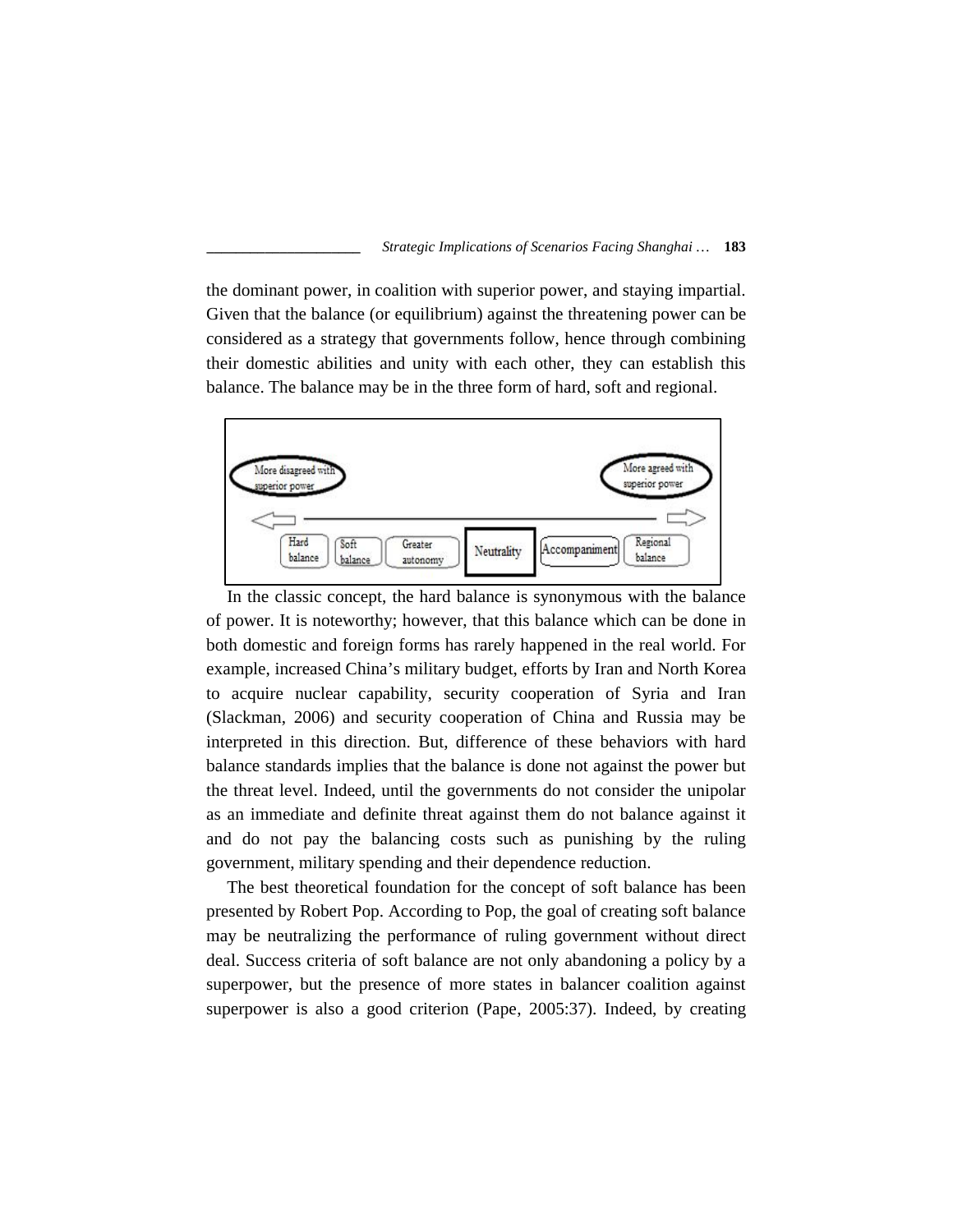the dominant power, in coalition with superior power, and staying impartial. Given that the balance (or equilibrium) against the threatening power can be considered as a strategy that governments follow, hence through combining their domestic abilities and unity with each other, they can establish this balance. The balance may be in the three form of hard, soft and regional.

More disagreed with superior power ⟵ ⟶ More agreed with superior power

Hard balance | Soft balance | Greater autonomy | **Neutrality** | Accompaniment | Regional balance

In the classic concept, the hard balance is synonymous with the balance of power. It is noteworthy; however, that this balance which can be done in both domestic and foreign forms has rarely happened in the real world. For example, increased China's military budget, efforts by Iran and North Korea to acquire nuclear capability, security cooperation of Syria and Iran (Slackman, 2006) and security cooperation of China and Russia may be interpreted in this direction. But, difference of these behaviors with hard balance standards implies that the balance is done not against the power but the threat level. Indeed, until the governments do not consider the unipolar as an immediate and definite threat against them do not balance against it and do not pay the balancing costs such as punishing by the ruling government, military spending and their dependence reduction.

The best theoretical foundation for the concept of soft balance has been presented by Robert Pop. According to Pop, the goal of creating soft balance may be neutralizing the performance of ruling government without direct deal. Success criteria of soft balance are not only abandoning a policy by a superpower, but the presence of more states in balancer coalition against superpower is also a good criterion (Pape, 2005:37). Indeed, by creating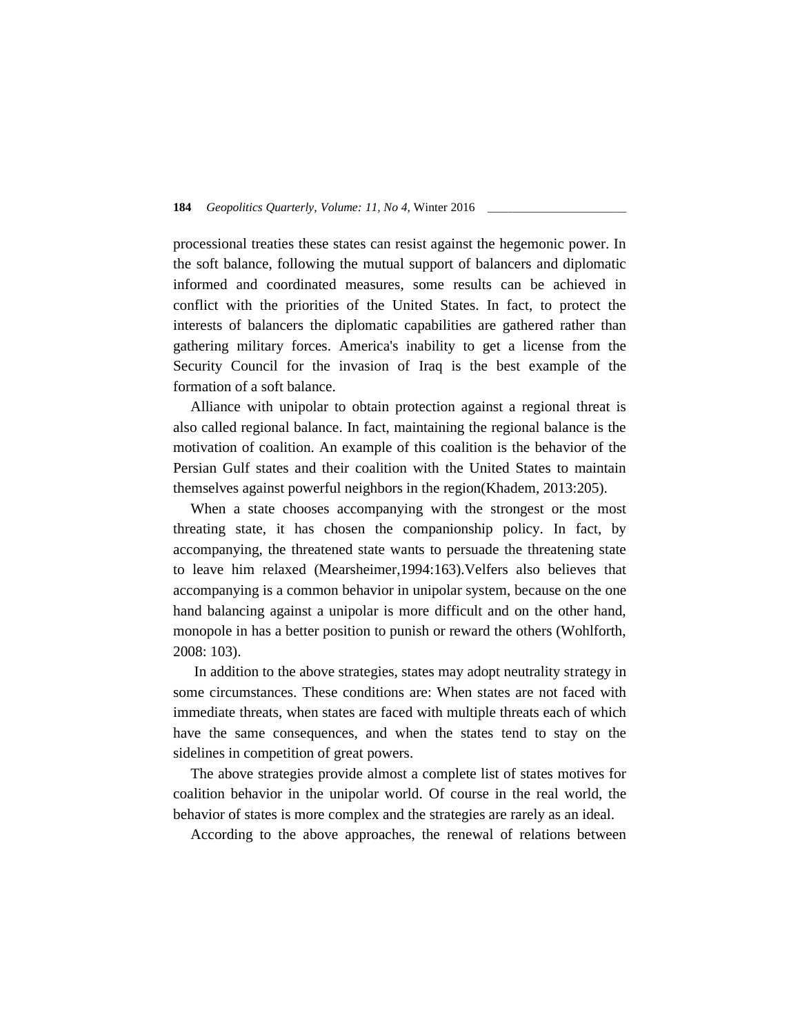processional treaties these states can resist against the hegemonic power. In the soft balance, following the mutual support of balancers and diplomatic informed and coordinated measures, some results can be achieved in conflict with the priorities of the United States. In fact, to protect the interests of balancers the diplomatic capabilities are gathered rather than gathering military forces. America's inability to get a license from the Security Council for the invasion of Iraq is the best example of the formation of a soft balance.

Alliance with unipolar to obtain protection against a regional threat is also called regional balance. In fact, maintaining the regional balance is the motivation of coalition. An example of this coalition is the behavior of the Persian Gulf states and their coalition with the United States to maintain themselves against powerful neighbors in the region(Khadem, 2013:205).

When a state chooses accompanying with the strongest or the most threating state, it has chosen the companionship policy. In fact, by accompanying, the threatened state wants to persuade the threatening state to leave him relaxed (Mearsheimer,1994:163).Velfers also believes that accompanying is a common behavior in unipolar system, because on the one hand balancing against a unipolar is more difficult and on the other hand, monopole in has a better position to punish or reward the others (Wohlforth, 2008: 103).

In addition to the above strategies, states may adopt neutrality strategy in some circumstances. These conditions are: When states are not faced with immediate threats, when states are faced with multiple threats each of which have the same consequences, and when the states tend to stay on the sidelines in competition of great powers.

The above strategies provide almost a complete list of states motives for coalition behavior in the unipolar world. Of course in the real world, the behavior of states is more complex and the strategies are rarely as an ideal.

According to the above approaches, the renewal of relations between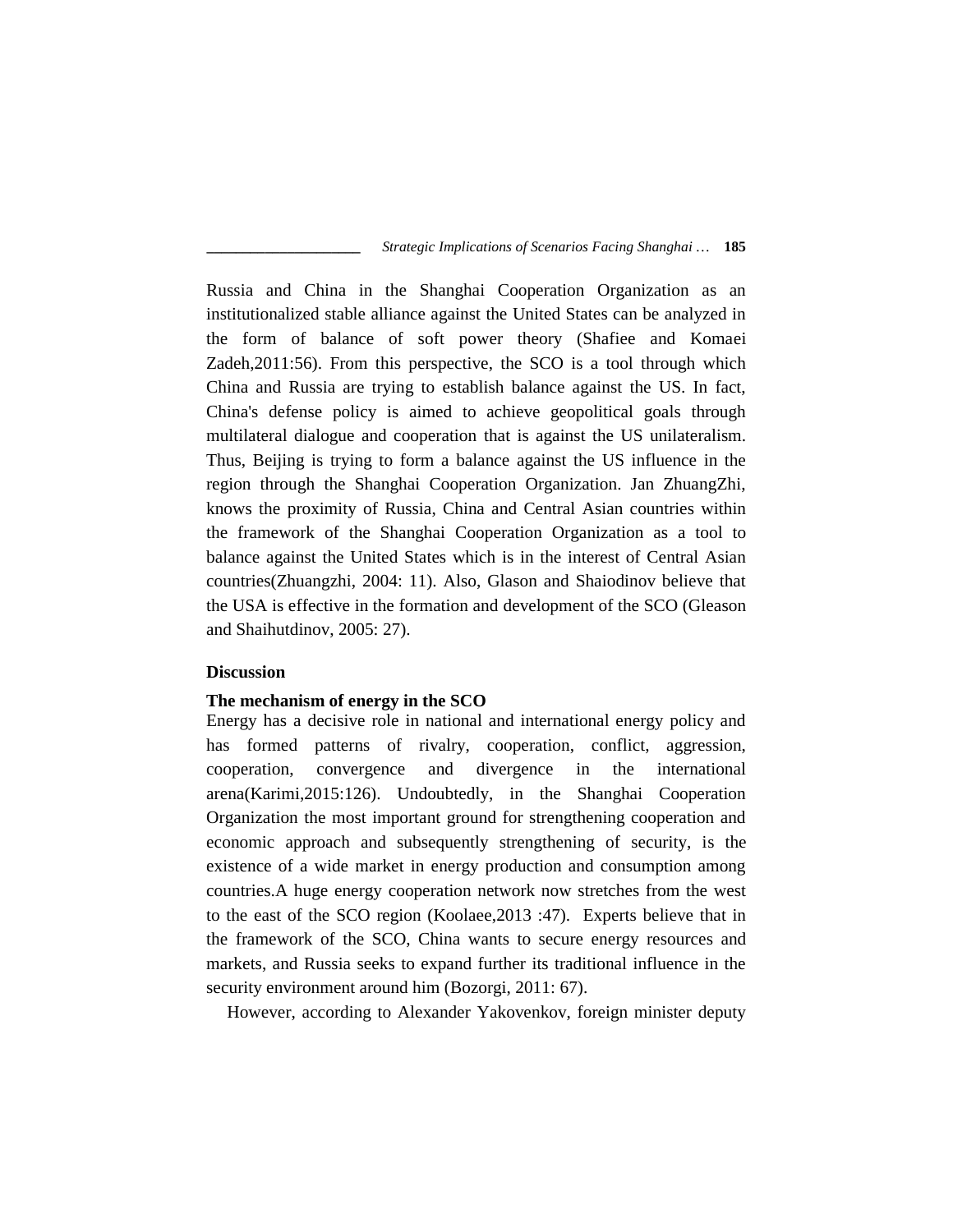Russia and China in the Shanghai Cooperation Organization as an institutionalized stable alliance against the United States can be analyzed in the form of balance of soft power theory (Shafiee and Komaei Zadeh,2011:56). From this perspective, the SCO is a tool through which China and Russia are trying to establish balance against the US. In fact, China's defense policy is aimed to achieve geopolitical goals through multilateral dialogue and cooperation that is against the US unilateralism. Thus, Beijing is trying to form a balance against the US influence in the region through the Shanghai Cooperation Organization. Jan ZhuangZhi, knows the proximity of Russia, China and Central Asian countries within the framework of the Shanghai Cooperation Organization as a tool to balance against the United States which is in the interest of Central Asian countries(Zhuangzhi, 2004: 11). Also, Glason and Shaiodinov believe that the USA is effective in the formation and development of the SCO (Gleason and Shaihutdinov, 2005: 27).

## Discussion

### The mechanism of energy in the SCO

Energy has a decisive role in national and international energy policy and has formed patterns of rivalry, cooperation, conflict, aggression, cooperation, convergence and divergence in the international arena(Karimi,2015:126). Undoubtedly, in the Shanghai Cooperation Organization the most important ground for strengthening cooperation and economic approach and subsequently strengthening of security, is the existence of a wide market in energy production and consumption among countries.A huge energy cooperation network now stretches from the west to the east of the SCO region (Koolaee,2013 :47). Experts believe that in the framework of the SCO, China wants to secure energy resources and markets, and Russia seeks to expand further its traditional influence in the security environment around him (Bozorgi, 2011: 67).

However, according to Alexander Yakovenkov, foreign minister deputy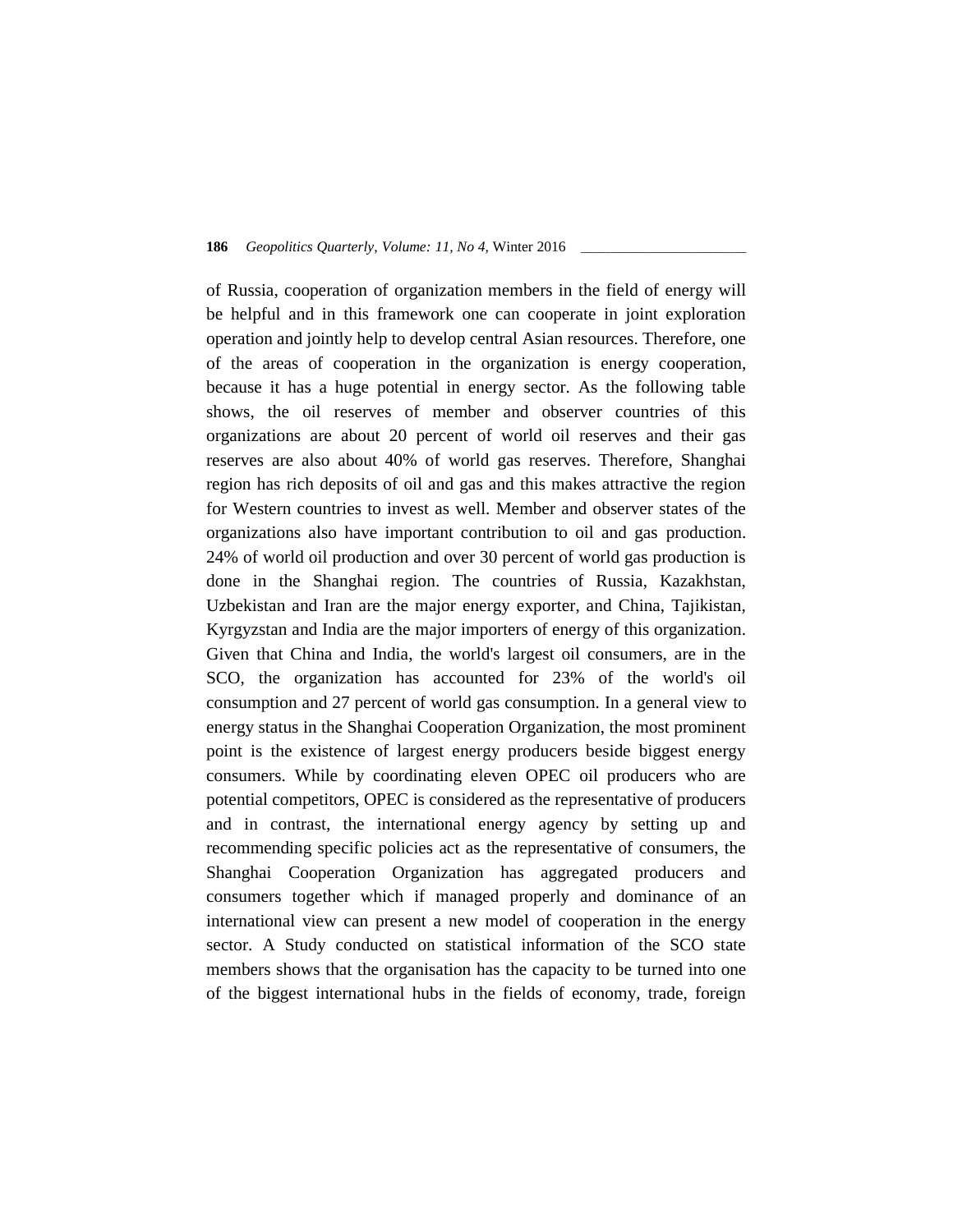of Russia, cooperation of organization members in the field of energy will be helpful and in this framework one can cooperate in joint exploration operation and jointly help to develop central Asian resources. Therefore, one of the areas of cooperation in the organization is energy cooperation, because it has a huge potential in energy sector. As the following table shows, the oil reserves of member and observer countries of this organizations are about 20 percent of world oil reserves and their gas reserves are also about 40% of world gas reserves. Therefore, Shanghai region has rich deposits of oil and gas and this makes attractive the region for Western countries to invest as well. Member and observer states of the organizations also have important contribution to oil and gas production. 24% of world oil production and over 30 percent of world gas production is done in the Shanghai region. The countries of Russia, Kazakhstan, Uzbekistan and Iran are the major energy exporter, and China, Tajikistan, Kyrgyzstan and India are the major importers of energy of this organization. Given that China and India, the world's largest oil consumers, are in the SCO, the organization has accounted for 23% of the world's oil consumption and 27 percent of world gas consumption. In a general view to energy status in the Shanghai Cooperation Organization, the most prominent point is the existence of largest energy producers beside biggest energy consumers. While by coordinating eleven OPEC oil producers who are potential competitors, OPEC is considered as the representative of producers and in contrast, the international energy agency by setting up and recommending specific policies act as the representative of consumers, the Shanghai Cooperation Organization has aggregated producers and consumers together which if managed properly and dominance of an international view can present a new model of cooperation in the energy sector. A Study conducted on statistical information of the SCO state members shows that the organisation has the capacity to be turned into one of the biggest international hubs in the fields of economy, trade, foreign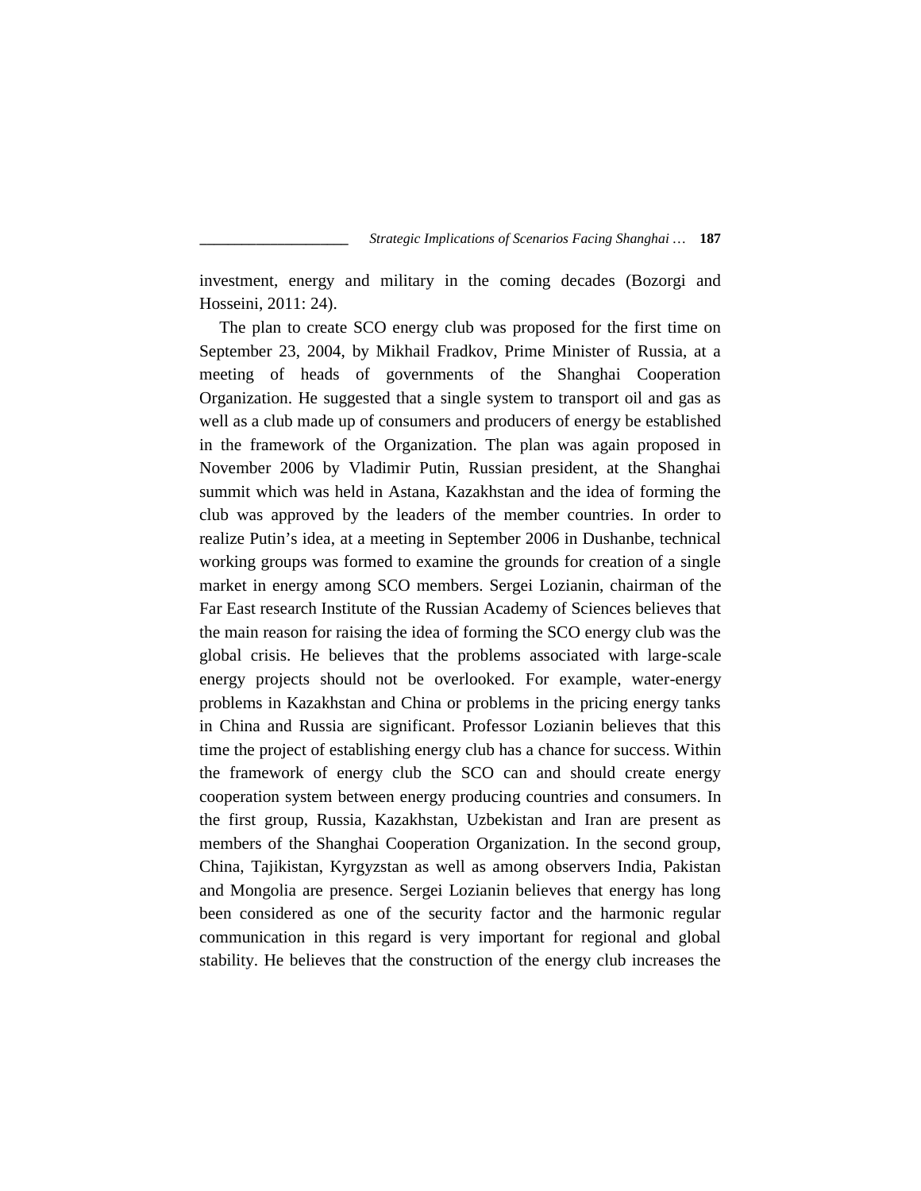investment, energy and military in the coming decades (Bozorgi and Hosseini, 2011: 24).

The plan to create SCO energy club was proposed for the first time on September 23, 2004, by Mikhail Fradkov, Prime Minister of Russia, at a meeting of heads of governments of the Shanghai Cooperation Organization. He suggested that a single system to transport oil and gas as well as a club made up of consumers and producers of energy be established in the framework of the Organization. The plan was again proposed in November 2006 by Vladimir Putin, Russian president, at the Shanghai summit which was held in Astana, Kazakhstan and the idea of forming the club was approved by the leaders of the member countries. In order to realize Putin's idea, at a meeting in September 2006 in Dushanbe, technical working groups was formed to examine the grounds for creation of a single market in energy among SCO members. Sergei Lozianin, chairman of the Far East research Institute of the Russian Academy of Sciences believes that the main reason for raising the idea of forming the SCO energy club was the global crisis. He believes that the problems associated with large-scale energy projects should not be overlooked. For example, water-energy problems in Kazakhstan and China or problems in the pricing energy tanks in China and Russia are significant. Professor Lozianin believes that this time the project of establishing energy club has a chance for success. Within the framework of energy club the SCO can and should create energy cooperation system between energy producing countries and consumers. In the first group, Russia, Kazakhstan, Uzbekistan and Iran are present as members of the Shanghai Cooperation Organization. In the second group, China, Tajikistan, Kyrgyzstan as well as among observers India, Pakistan and Mongolia are presence. Sergei Lozianin believes that energy has long been considered as one of the security factor and the harmonic regular communication in this regard is very important for regional and global stability. He believes that the construction of the energy club increases the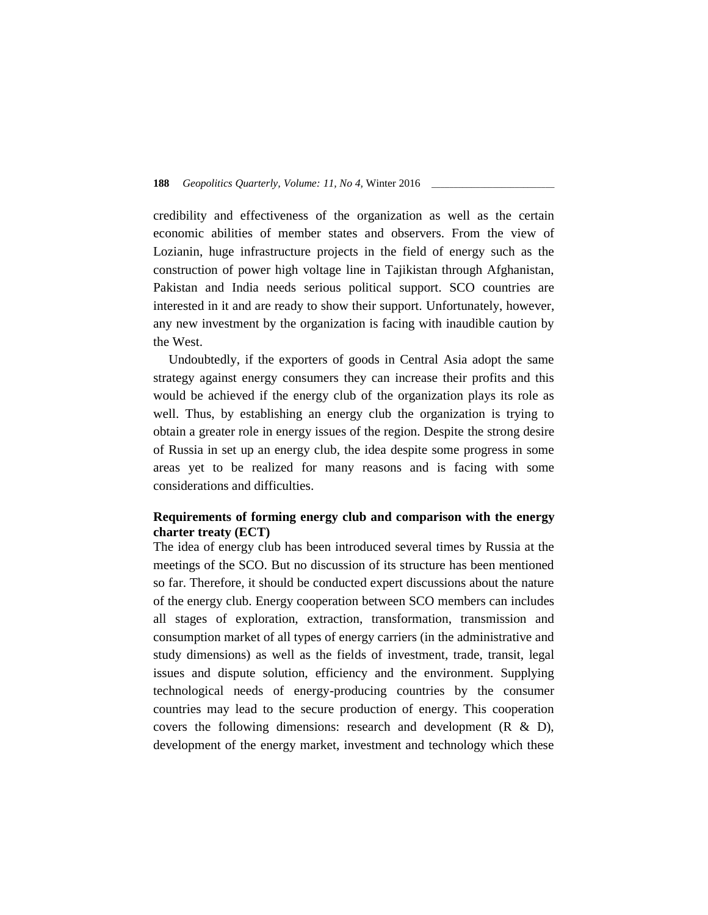credibility and effectiveness of the organization as well as the certain economic abilities of member states and observers. From the view of Lozianin, huge infrastructure projects in the field of energy such as the construction of power high voltage line in Tajikistan through Afghanistan, Pakistan and India needs serious political support. SCO countries are interested in it and are ready to show their support. Unfortunately, however, any new investment by the organization is facing with inaudible caution by the West.

Undoubtedly, if the exporters of goods in Central Asia adopt the same strategy against energy consumers they can increase their profits and this would be achieved if the energy club of the organization plays its role as well. Thus, by establishing an energy club the organization is trying to obtain a greater role in energy issues of the region. Despite the strong desire of Russia in set up an energy club, the idea despite some progress in some areas yet to be realized for many reasons and is facing with some considerations and difficulties.

**Requirements of forming energy club and comparison with the energy charter treaty (ECT)**

The idea of energy club has been introduced several times by Russia at the meetings of the SCO. But no discussion of its structure has been mentioned so far. Therefore, it should be conducted expert discussions about the nature of the energy club. Energy cooperation between SCO members can includes all stages of exploration, extraction, transformation, transmission and consumption market of all types of energy carriers (in the administrative and study dimensions) as well as the fields of investment, trade, transit, legal issues and dispute solution, efficiency and the environment. Supplying technological needs of energy-producing countries by the consumer countries may lead to the secure production of energy. This cooperation covers the following dimensions: research and development (R & D), development of the energy market, investment and technology which these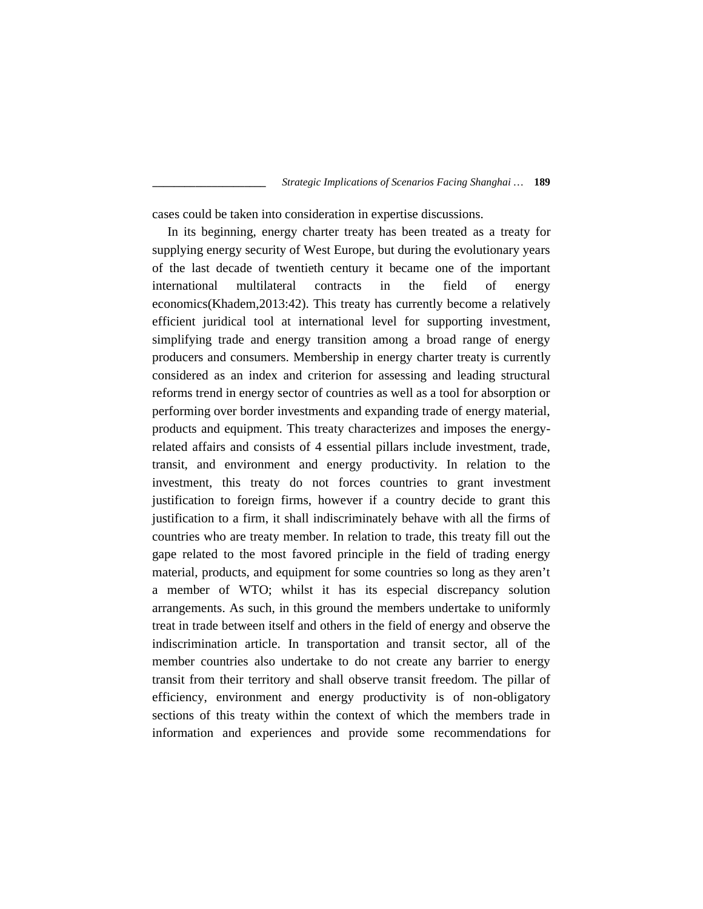cases could be taken into consideration in expertise discussions.

In its beginning, energy charter treaty has been treated as a treaty for supplying energy security of West Europe, but during the evolutionary years of the last decade of twentieth century it became one of the important international multilateral contracts in the field of energy economics(Khadem,2013:42). This treaty has currently become a relatively efficient juridical tool at international level for supporting investment, simplifying trade and energy transition among a broad range of energy producers and consumers. Membership in energy charter treaty is currently considered as an index and criterion for assessing and leading structural reforms trend in energy sector of countries as well as a tool for absorption or performing over border investments and expanding trade of energy material, products and equipment. This treaty characterizes and imposes the energy-related affairs and consists of 4 essential pillars include investment, trade, transit, and environment and energy productivity. In relation to the investment, this treaty do not forces countries to grant investment justification to foreign firms, however if a country decide to grant this justification to a firm, it shall indiscriminately behave with all the firms of countries who are treaty member. In relation to trade, this treaty fill out the gape related to the most favored principle in the field of trading energy material, products, and equipment for some countries so long as they aren't a member of WTO; whilst it has its especial discrepancy solution arrangements. As such, in this ground the members undertake to uniformly treat in trade between itself and others in the field of energy and observe the indiscrimination article. In transportation and transit sector, all of the member countries also undertake to do not create any barrier to energy transit from their territory and shall observe transit freedom. The pillar of efficiency, environment and energy productivity is of non-obligatory sections of this treaty within the context of which the members trade in information and experiences and provide some recommendations for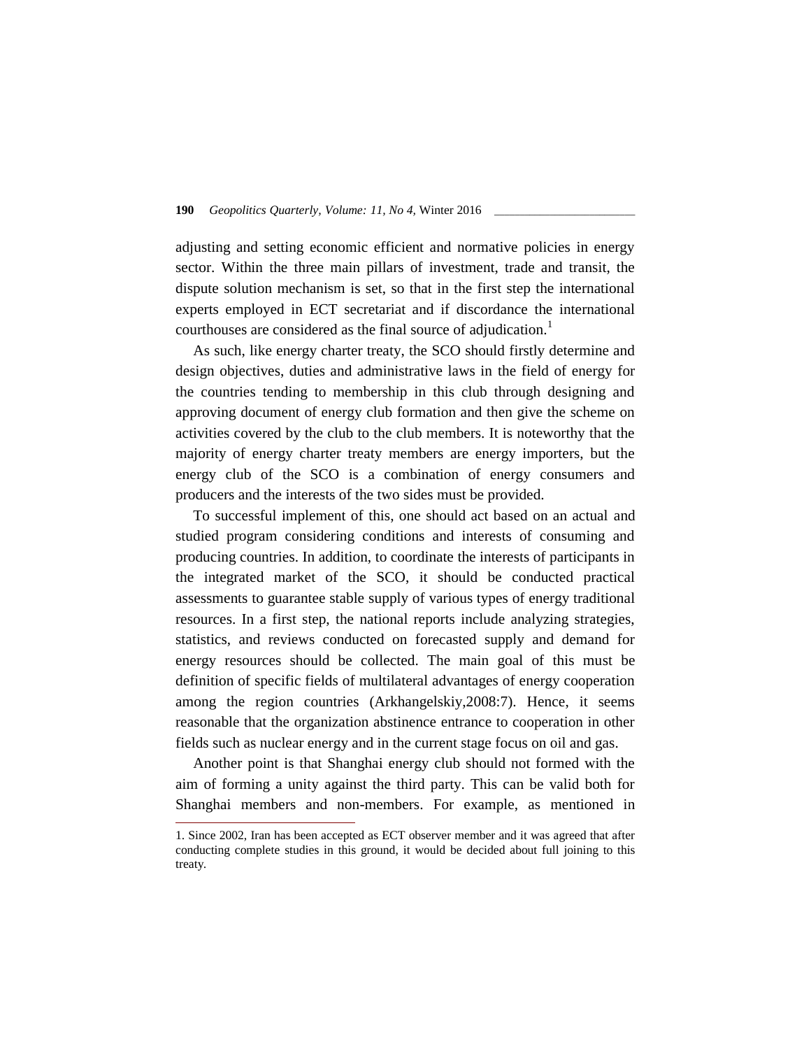adjusting and setting economic efficient and normative policies in energy sector. Within the three main pillars of investment, trade and transit, the dispute solution mechanism is set, so that in the first step the international experts employed in ECT secretariat and if discordance the international courthouses are considered as the final source of adjudication.[1]

As such, like energy charter treaty, the SCO should firstly determine and design objectives, duties and administrative laws in the field of energy for the countries tending to membership in this club through designing and approving document of energy club formation and then give the scheme on activities covered by the club to the club members. It is noteworthy that the majority of energy charter treaty members are energy importers, but the energy club of the SCO is a combination of energy consumers and producers and the interests of the two sides must be provided.

To successful implement of this, one should act based on an actual and studied program considering conditions and interests of consuming and producing countries. In addition, to coordinate the interests of participants in the integrated market of the SCO, it should be conducted practical assessments to guarantee stable supply of various types of energy traditional resources. In a first step, the national reports include analyzing strategies, statistics, and reviews conducted on forecasted supply and demand for energy resources should be collected. The main goal of this must be definition of specific fields of multilateral advantages of energy cooperation among the region countries (Arkhangelskiy,2008:7). Hence, it seems reasonable that the organization abstinence entrance to cooperation in other fields such as nuclear energy and in the current stage focus on oil and gas.

Another point is that Shanghai energy club should not formed with the aim of forming a unity against the third party. This can be valid both for Shanghai members and non-members. For example, as mentioned in

---

1. Since 2002, Iran has been accepted as ECT observer member and it was agreed that after conducting complete studies in this ground, it would be decided about full joining to this treaty.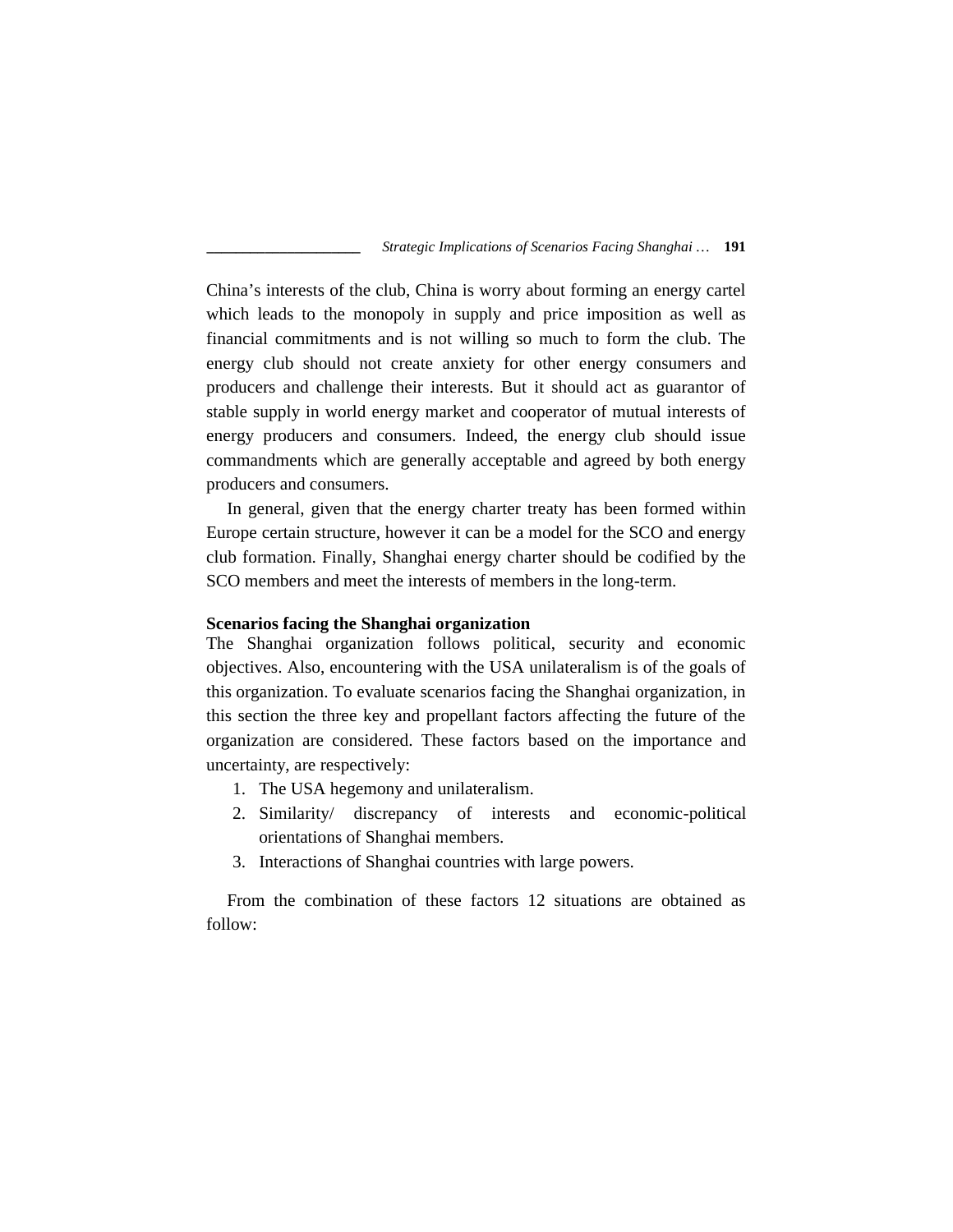China's interests of the club, China is worry about forming an energy cartel which leads to the monopoly in supply and price imposition as well as financial commitments and is not willing so much to form the club. The energy club should not create anxiety for other energy consumers and producers and challenge their interests. But it should act as guarantor of stable supply in world energy market and cooperator of mutual interests of energy producers and consumers. Indeed, the energy club should issue commandments which are generally acceptable and agreed by both energy producers and consumers.

In general, given that the energy charter treaty has been formed within Europe certain structure, however it can be a model for the SCO and energy club formation. Finally, Shanghai energy charter should be codified by the SCO members and meet the interests of members in the long-term.

**Scenarios facing the Shanghai organization**

The Shanghai organization follows political, security and economic objectives. Also, encountering with the USA unilateralism is of the goals of this organization. To evaluate scenarios facing the Shanghai organization, in this section the three key and propellant factors affecting the future of the organization are considered. These factors based on the importance and uncertainty, are respectively:

1. The USA hegemony and unilateralism.
2. Similarity/ discrepancy of interests and economic-political orientations of Shanghai members.
3. Interactions of Shanghai countries with large powers.

From the combination of these factors 12 situations are obtained as follow: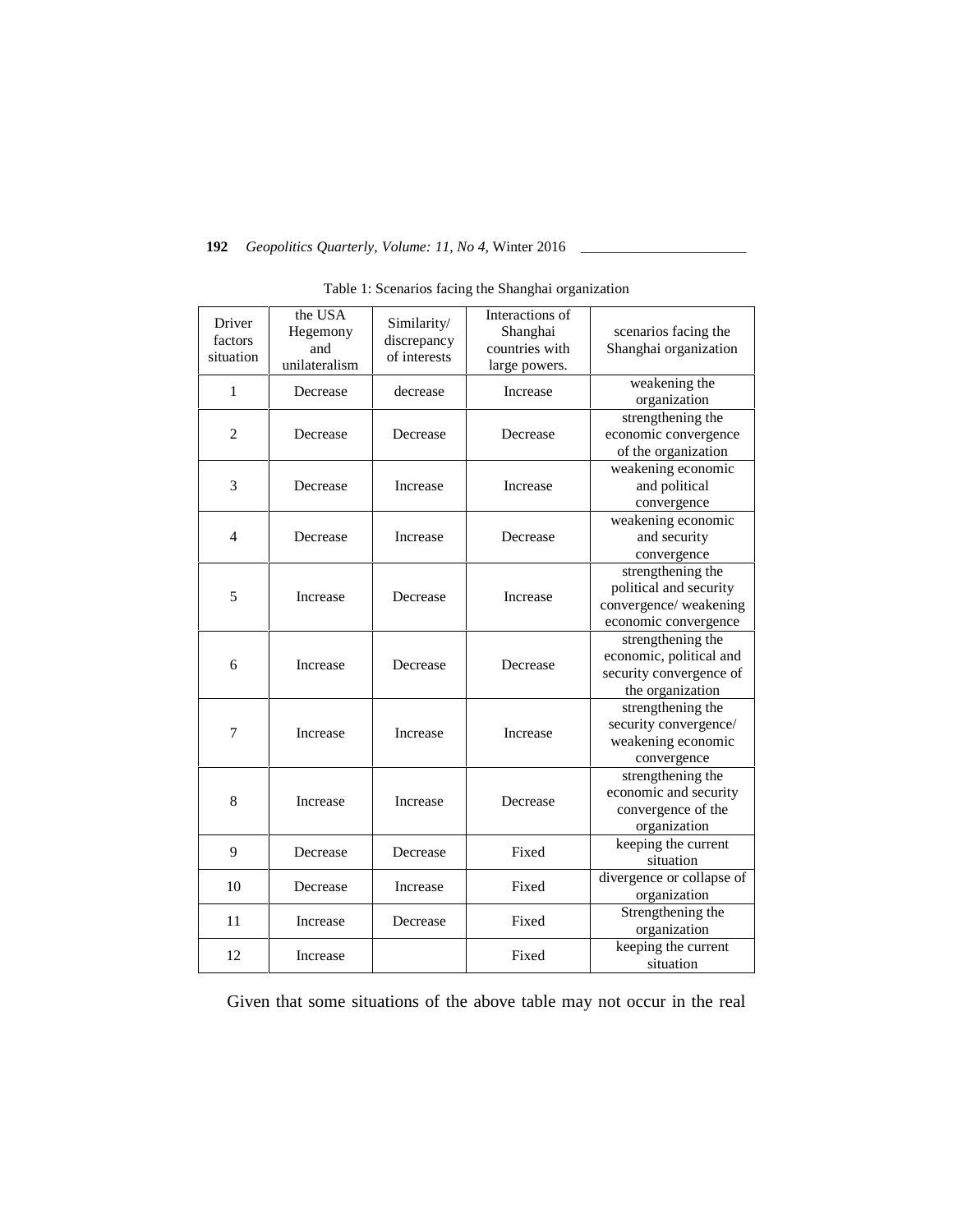Table 1: Scenarios facing the Shanghai organization

| Driver factors situation | the USA Hegemony and unilateralism | Similarity/ discrepancy of interests | Interactions of Shanghai countries with large powers. | scenarios facing the Shanghai organization |
|---|---|---|---|---|
| 1 | Decrease | decrease | Increase | weakening the organization |
| 2 | Decrease | Decrease | Decrease | strengthening the economic convergence of the organization |
| 3 | Decrease | Increase | Increase | weakening economic and political convergence |
| 4 | Decrease | Increase | Decrease | weakening economic and security convergence |
| 5 | Increase | Decrease | Increase | strengthening the political and security convergence/ weakening economic convergence |
| 6 | Increase | Decrease | Decrease | strengthening the economic, political and security convergence of the organization |
| 7 | Increase | Increase | Increase | strengthening the security convergence/ weakening economic convergence |
| 8 | Increase | Increase | Decrease | strengthening the economic and security convergence of the organization |
| 9 | Decrease | Decrease | Fixed | keeping the current situation |
| 10 | Decrease | Increase | Fixed | divergence or collapse of organization |
| 11 | Increase | Decrease | Fixed | Strengthening the organization |
| 12 | Increase | | Fixed | keeping the current situation |

Given that some situations of the above table may not occur in the real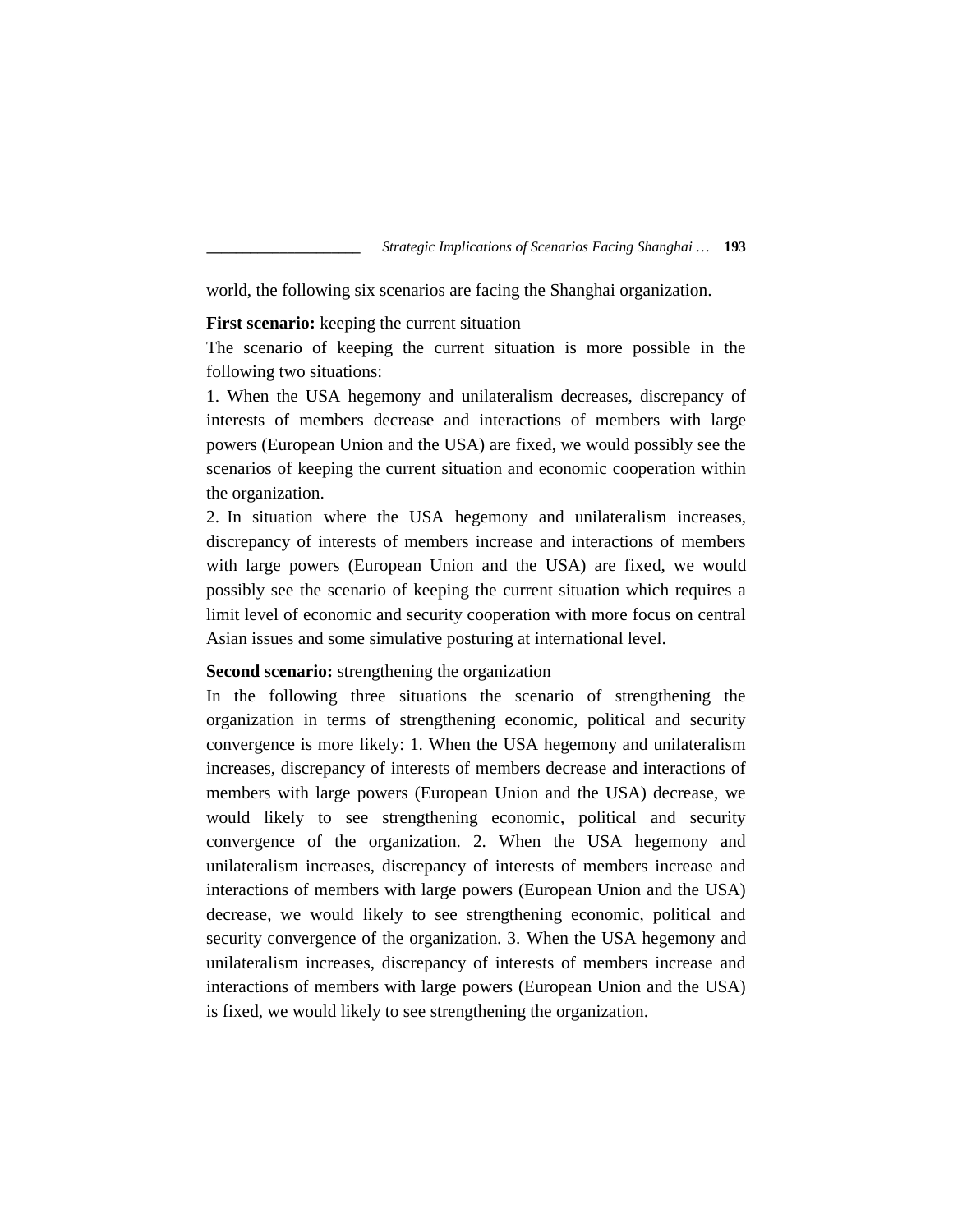world, the following six scenarios are facing the Shanghai organization.

**First scenario:** keeping the current situation

The scenario of keeping the current situation is more possible in the following two situations:

1. When the USA hegemony and unilateralism decreases, discrepancy of interests of members decrease and interactions of members with large powers (European Union and the USA) are fixed, we would possibly see the scenarios of keeping the current situation and economic cooperation within the organization.
2. In situation where the USA hegemony and unilateralism increases, discrepancy of interests of members increase and interactions of members with large powers (European Union and the USA) are fixed, we would possibly see the scenario of keeping the current situation which requires a limit level of economic and security cooperation with more focus on central Asian issues and some simulative posturing at international level.

**Second scenario:** strengthening the organization

In the following three situations the scenario of strengthening the organization in terms of strengthening economic, political and security convergence is more likely: 1. When the USA hegemony and unilateralism increases, discrepancy of interests of members decrease and interactions of members with large powers (European Union and the USA) decrease, we would likely to see strengthening economic, political and security convergence of the organization. 2. When the USA hegemony and unilateralism increases, discrepancy of interests of members increase and interactions of members with large powers (European Union and the USA) decrease, we would likely to see strengthening economic, political and security convergence of the organization. 3. When the USA hegemony and unilateralism increases, discrepancy of interests of members increase and interactions of members with large powers (European Union and the USA) is fixed, we would likely to see strengthening the organization.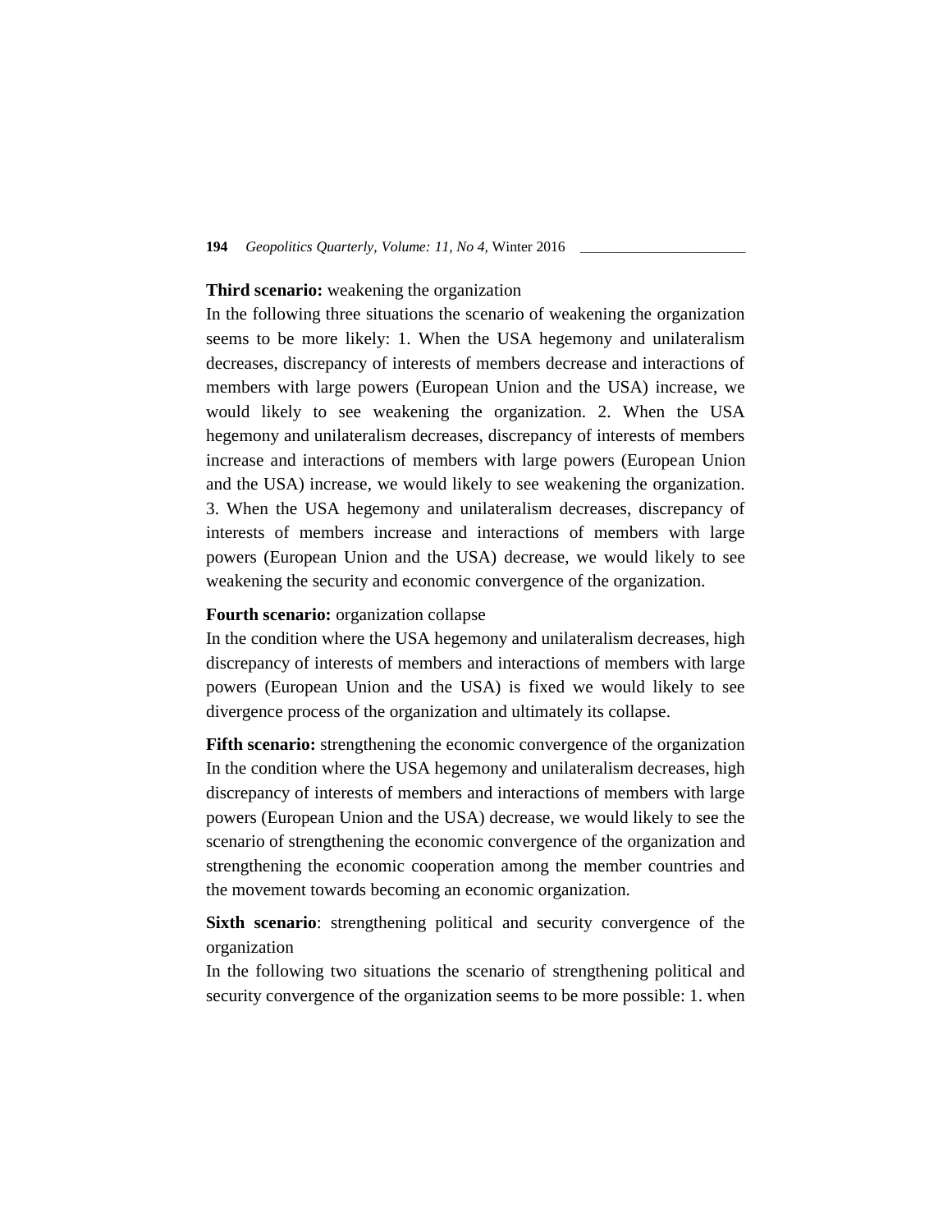**Third scenario:** weakening the organization

In the following three situations the scenario of weakening the organization seems to be more likely: 1. When the USA hegemony and unilateralism decreases, discrepancy of interests of members decrease and interactions of members with large powers (European Union and the USA) increase, we would likely to see weakening the organization. 2. When the USA hegemony and unilateralism decreases, discrepancy of interests of members increase and interactions of members with large powers (European Union and the USA) increase, we would likely to see weakening the organization. 3. When the USA hegemony and unilateralism decreases, discrepancy of interests of members increase and interactions of members with large powers (European Union and the USA) decrease, we would likely to see weakening the security and economic convergence of the organization.

**Fourth scenario:** organization collapse

In the condition where the USA hegemony and unilateralism decreases, high discrepancy of interests of members and interactions of members with large powers (European Union and the USA) is fixed we would likely to see divergence process of the organization and ultimately its collapse.

**Fifth scenario:** strengthening the economic convergence of the organization

In the condition where the USA hegemony and unilateralism decreases, high discrepancy of interests of members and interactions of members with large powers (European Union and the USA) decrease, we would likely to see the scenario of strengthening the economic convergence of the organization and strengthening the economic cooperation among the member countries and the movement towards becoming an economic organization.

**Sixth scenario**: strengthening political and security convergence of the organization

In the following two situations the scenario of strengthening political and security convergence of the organization seems to be more possible: 1. when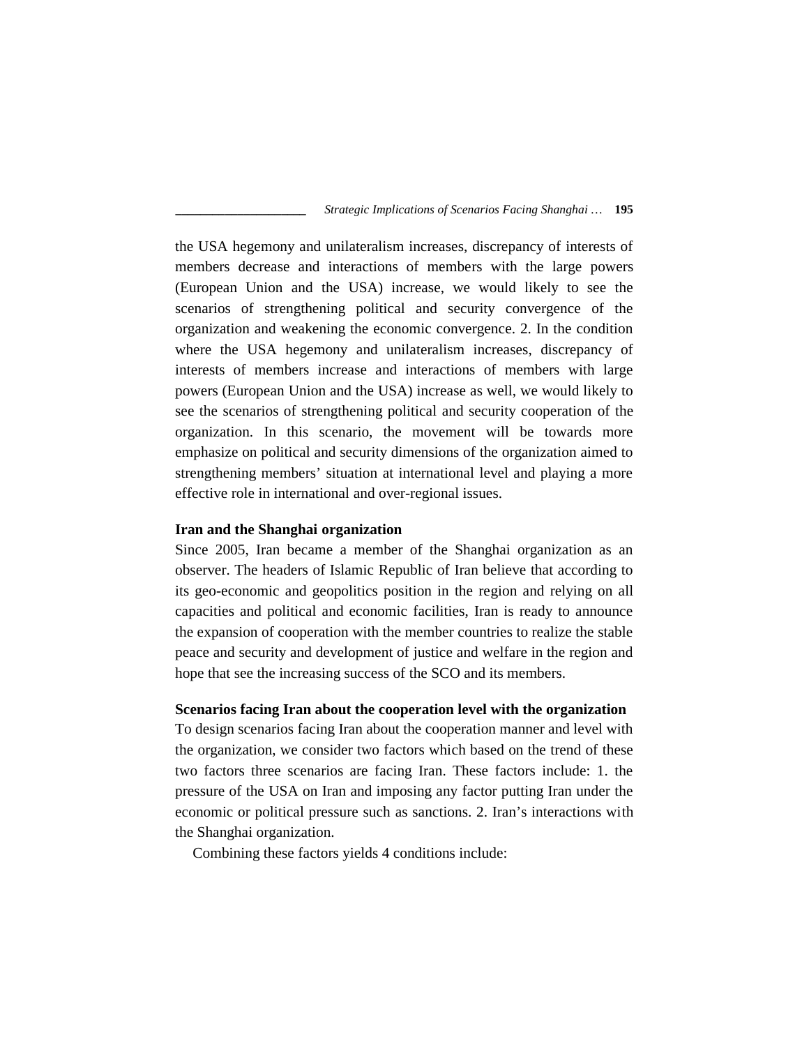the USA hegemony and unilateralism increases, discrepancy of interests of members decrease and interactions of members with the large powers (European Union and the USA) increase, we would likely to see the scenarios of strengthening political and security convergence of the organization and weakening the economic convergence. 2. In the condition where the USA hegemony and unilateralism increases, discrepancy of interests of members increase and interactions of members with large powers (European Union and the USA) increase as well, we would likely to see the scenarios of strengthening political and security cooperation of the organization. In this scenario, the movement will be towards more emphasize on political and security dimensions of the organization aimed to strengthening members' situation at international level and playing a more effective role in international and over-regional issues.

**Iran and the Shanghai organization**

Since 2005, Iran became a member of the Shanghai organization as an observer. The headers of Islamic Republic of Iran believe that according to its geo-economic and geopolitics position in the region and relying on all capacities and political and economic facilities, Iran is ready to announce the expansion of cooperation with the member countries to realize the stable peace and security and development of justice and welfare in the region and hope that see the increasing success of the SCO and its members.

**Scenarios facing Iran about the cooperation level with the organization**

To design scenarios facing Iran about the cooperation manner and level with the organization, we consider two factors which based on the trend of these two factors three scenarios are facing Iran. These factors include: 1. the pressure of the USA on Iran and imposing any factor putting Iran under the economic or political pressure such as sanctions. 2. Iran's interactions with the Shanghai organization.

Combining these factors yields 4 conditions include: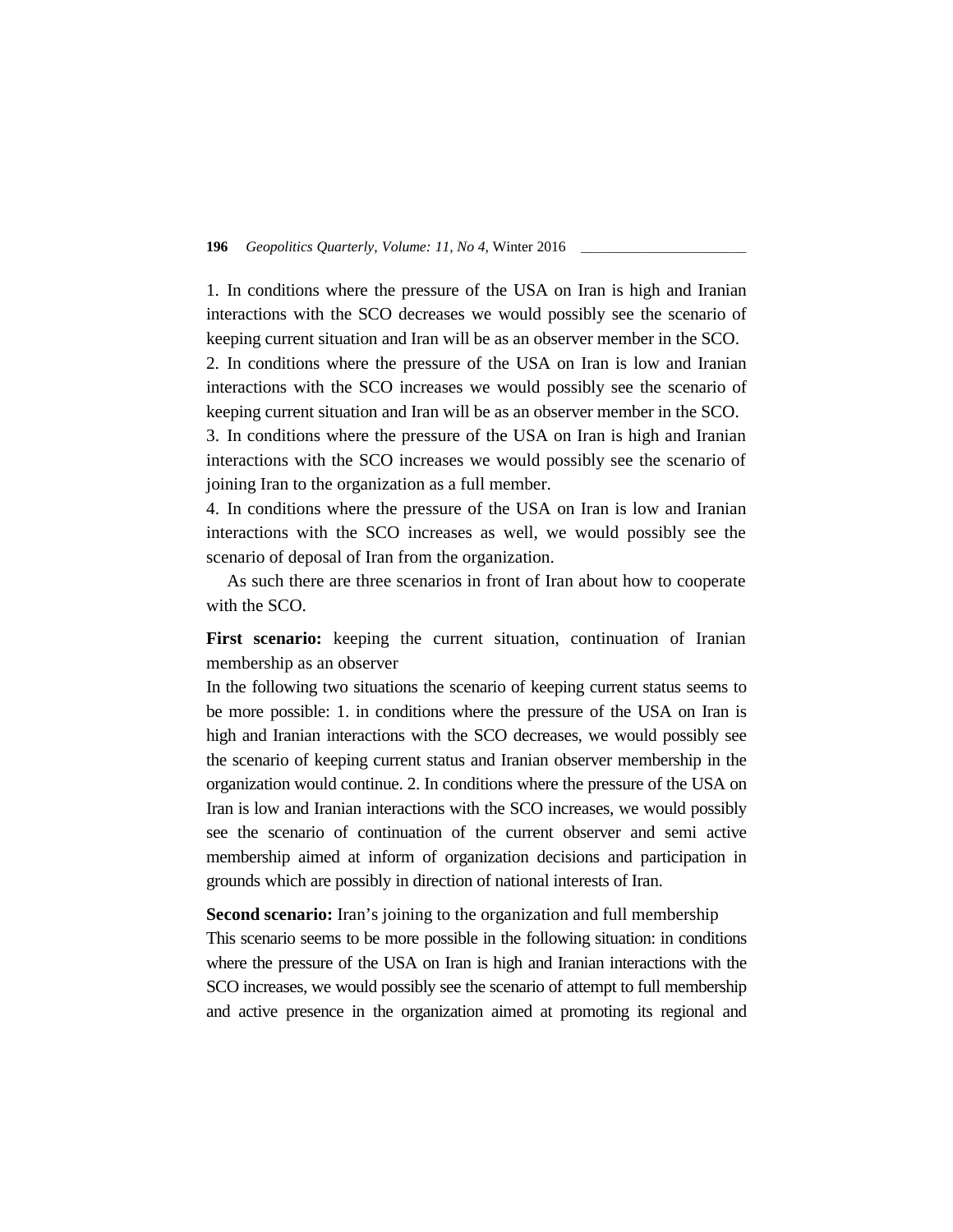1. In conditions where the pressure of the USA on Iran is high and Iranian interactions with the SCO decreases we would possibly see the scenario of keeping current situation and Iran will be as an observer member in the SCO.
2. In conditions where the pressure of the USA on Iran is low and Iranian interactions with the SCO increases we would possibly see the scenario of keeping current situation and Iran will be as an observer member in the SCO.
3. In conditions where the pressure of the USA on Iran is high and Iranian interactions with the SCO increases we would possibly see the scenario of joining Iran to the organization as a full member.
4. In conditions where the pressure of the USA on Iran is low and Iranian interactions with the SCO increases as well, we would possibly see the scenario of deposal of Iran from the organization.

As such there are three scenarios in front of Iran about how to cooperate with the SCO.

**First scenario:** keeping the current situation, continuation of Iranian membership as an observer

In the following two situations the scenario of keeping current status seems to be more possible: 1. in conditions where the pressure of the USA on Iran is high and Iranian interactions with the SCO decreases, we would possibly see the scenario of keeping current status and Iranian observer membership in the organization would continue. 2. In conditions where the pressure of the USA on Iran is low and Iranian interactions with the SCO increases, we would possibly see the scenario of continuation of the current observer and semi active membership aimed at inform of organization decisions and participation in grounds which are possibly in direction of national interests of Iran.

**Second scenario:** Iran's joining to the organization and full membership

This scenario seems to be more possible in the following situation: in conditions where the pressure of the USA on Iran is high and Iranian interactions with the SCO increases, we would possibly see the scenario of attempt to full membership and active presence in the organization aimed at promoting its regional and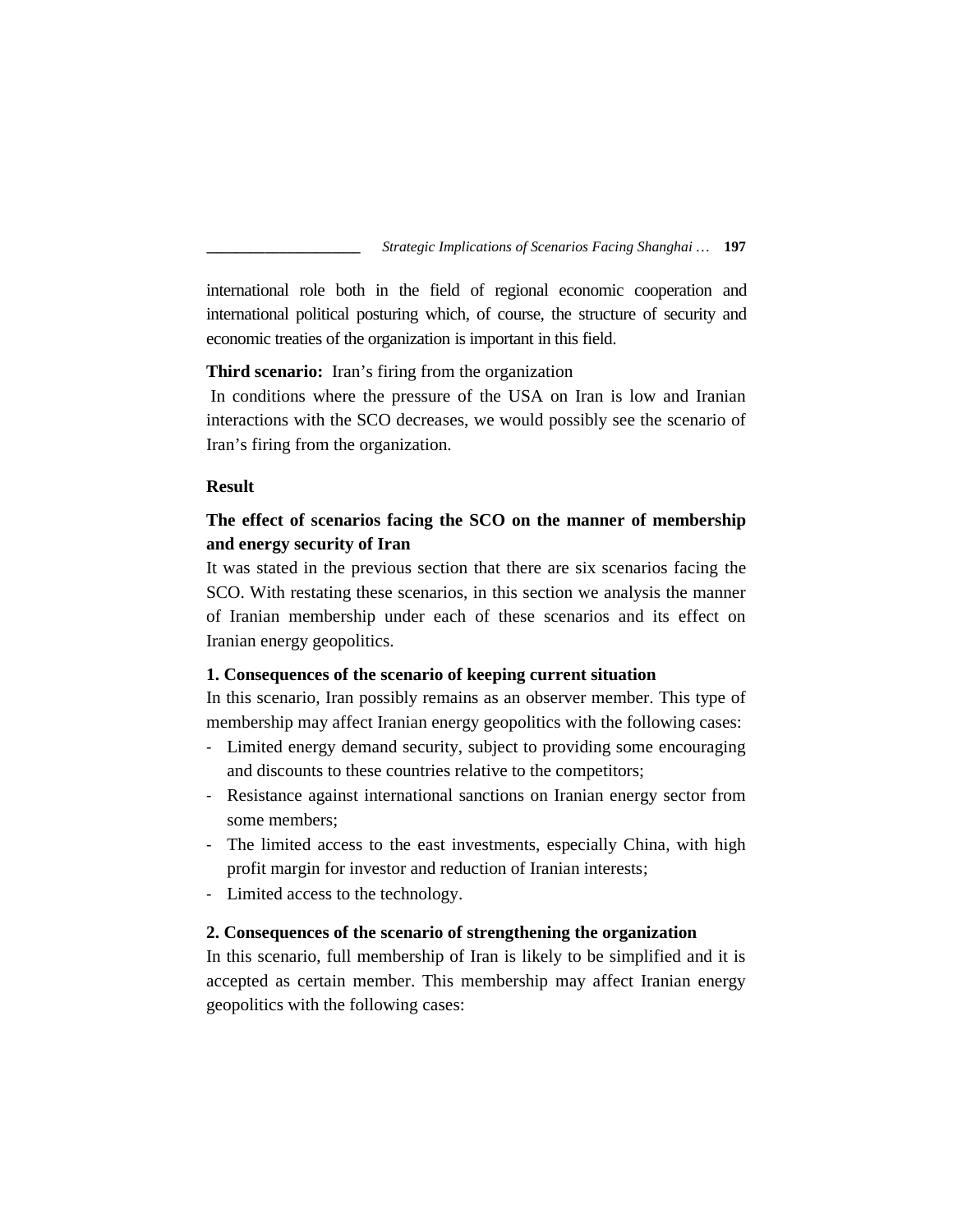international role both in the field of regional economic cooperation and international political posturing which, of course, the structure of security and economic treaties of the organization is important in this field.

**Third scenario:** Iran's firing from the organization

In conditions where the pressure of the USA on Iran is low and Iranian interactions with the SCO decreases, we would possibly see the scenario of Iran's firing from the organization.

## Result

### The effect of scenarios facing the SCO on the manner of membership and energy security of Iran

It was stated in the previous section that there are six scenarios facing the SCO. With restating these scenarios, in this section we analysis the manner of Iranian membership under each of these scenarios and its effect on Iranian energy geopolitics.

#### 1. Consequences of the scenario of keeping current situation

In this scenario, Iran possibly remains as an observer member. This type of membership may affect Iranian energy geopolitics with the following cases:

- Limited energy demand security, subject to providing some encouraging and discounts to these countries relative to the competitors;
- Resistance against international sanctions on Iranian energy sector from some members;
- The limited access to the east investments, especially China, with high profit margin for investor and reduction of Iranian interests;
- Limited access to the technology.

#### 2. Consequences of the scenario of strengthening the organization

In this scenario, full membership of Iran is likely to be simplified and it is accepted as certain member. This membership may affect Iranian energy geopolitics with the following cases: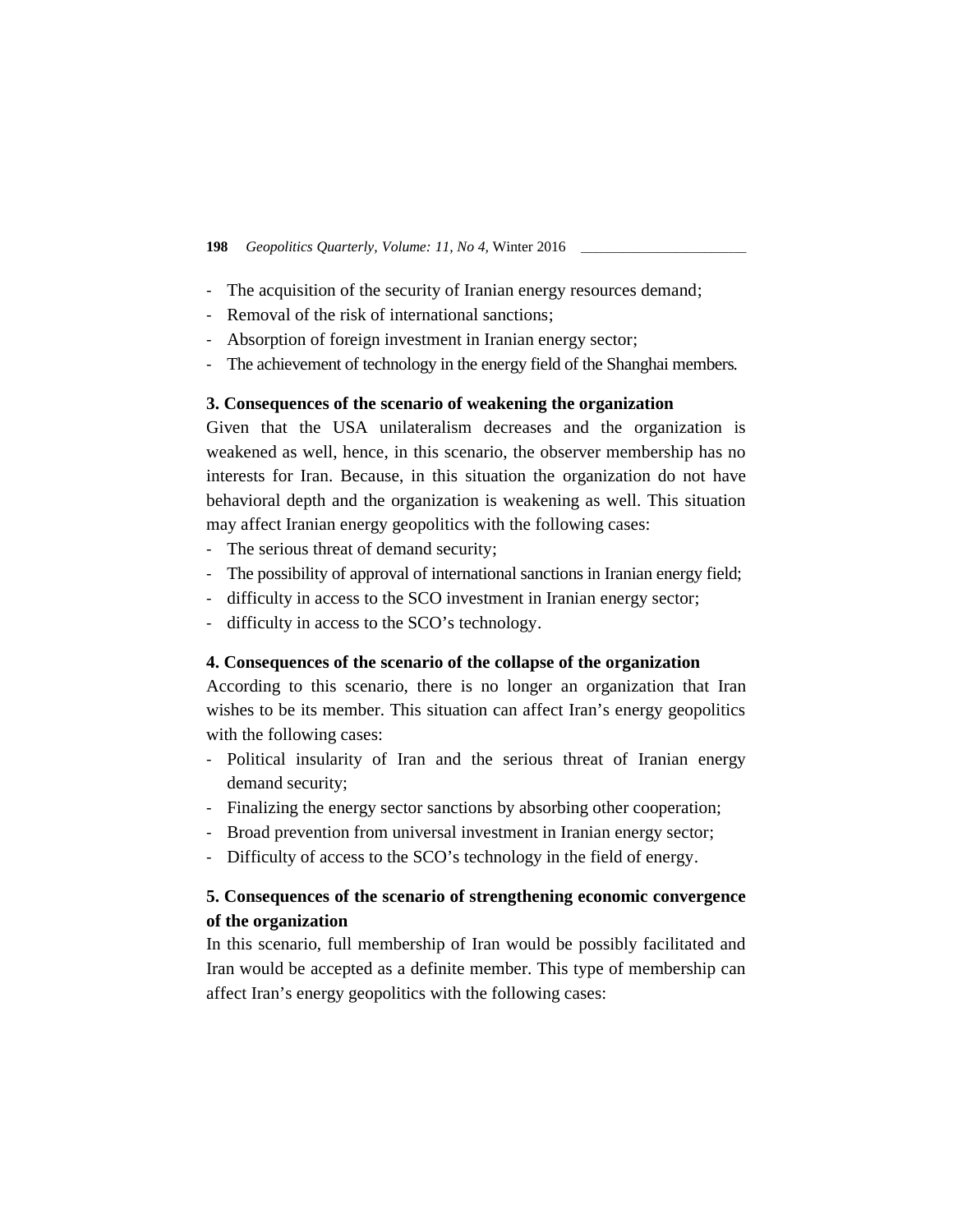- The acquisition of the security of Iranian energy resources demand;
- Removal of the risk of international sanctions;
- Absorption of foreign investment in Iranian energy sector;
- The achievement of technology in the energy field of the Shanghai members.

### 3. Consequences of the scenario of weakening the organization

Given that the USA unilateralism decreases and the organization is weakened as well, hence, in this scenario, the observer membership has no interests for Iran. Because, in this situation the organization do not have behavioral depth and the organization is weakening as well. This situation may affect Iranian energy geopolitics with the following cases:

- The serious threat of demand security;
- The possibility of approval of international sanctions in Iranian energy field;
- difficulty in access to the SCO investment in Iranian energy sector;
- difficulty in access to the SCO's technology.

### 4. Consequences of the scenario of the collapse of the organization

According to this scenario, there is no longer an organization that Iran wishes to be its member. This situation can affect Iran's energy geopolitics with the following cases:

- Political insularity of Iran and the serious threat of Iranian energy demand security;
- Finalizing the energy sector sanctions by absorbing other cooperation;
- Broad prevention from universal investment in Iranian energy sector;
- Difficulty of access to the SCO's technology in the field of energy.

### 5. Consequences of the scenario of strengthening economic convergence of the organization

In this scenario, full membership of Iran would be possibly facilitated and Iran would be accepted as a definite member. This type of membership can affect Iran's energy geopolitics with the following cases: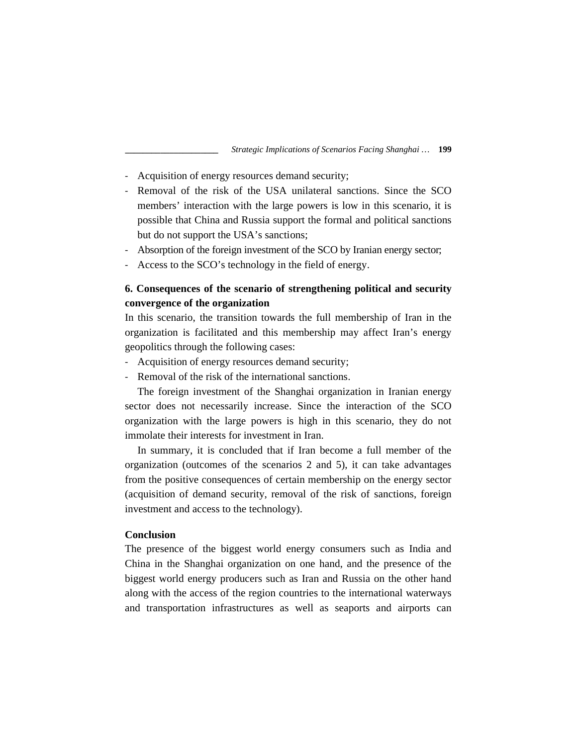- Acquisition of energy resources demand security;
- Removal of the risk of the USA unilateral sanctions. Since the SCO members' interaction with the large powers is low in this scenario, it is possible that China and Russia support the formal and political sanctions but do not support the USA's sanctions;
- Absorption of the foreign investment of the SCO by Iranian energy sector;
- Access to the SCO's technology in the field of energy.

**6. Consequences of the scenario of strengthening political and security convergence of the organization**

In this scenario, the transition towards the full membership of Iran in the organization is facilitated and this membership may affect Iran's energy geopolitics through the following cases:

- Acquisition of energy resources demand security;
- Removal of the risk of the international sanctions.

The foreign investment of the Shanghai organization in Iranian energy sector does not necessarily increase. Since the interaction of the SCO organization with the large powers is high in this scenario, they do not immolate their interests for investment in Iran.

In summary, it is concluded that if Iran become a full member of the organization (outcomes of the scenarios 2 and 5), it can take advantages from the positive consequences of certain membership on the energy sector (acquisition of demand security, removal of the risk of sanctions, foreign investment and access to the technology).

## Conclusion

The presence of the biggest world energy consumers such as India and China in the Shanghai organization on one hand, and the presence of the biggest world energy producers such as Iran and Russia on the other hand along with the access of the region countries to the international waterways and transportation infrastructures as well as seaports and airports can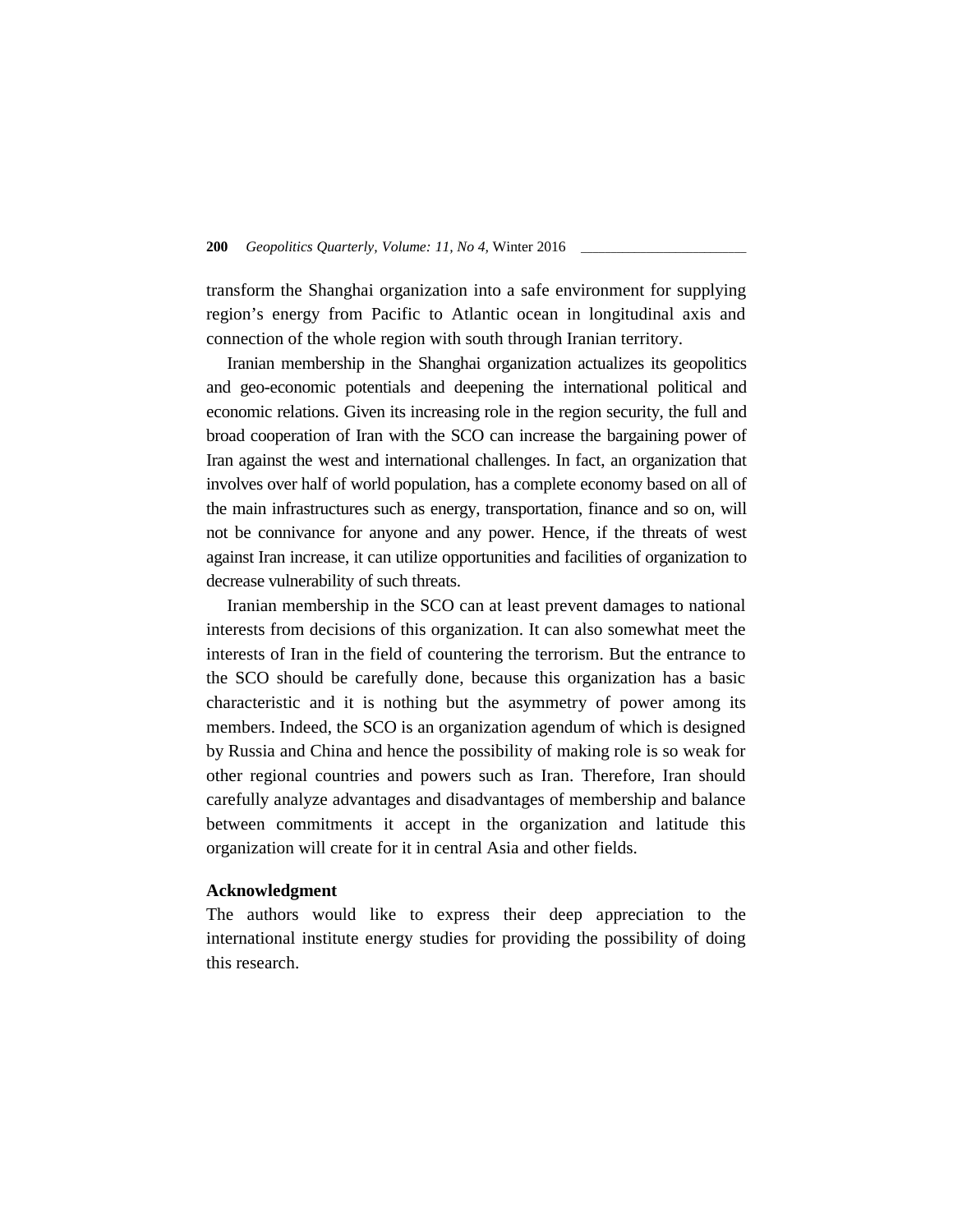transform the Shanghai organization into a safe environment for supplying region's energy from Pacific to Atlantic ocean in longitudinal axis and connection of the whole region with south through Iranian territory.

Iranian membership in the Shanghai organization actualizes its geopolitics and geo-economic potentials and deepening the international political and economic relations. Given its increasing role in the region security, the full and broad cooperation of Iran with the SCO can increase the bargaining power of Iran against the west and international challenges. In fact, an organization that involves over half of world population, has a complete economy based on all of the main infrastructures such as energy, transportation, finance and so on, will not be connivance for anyone and any power. Hence, if the threats of west against Iran increase, it can utilize opportunities and facilities of organization to decrease vulnerability of such threats.

Iranian membership in the SCO can at least prevent damages to national interests from decisions of this organization. It can also somewhat meet the interests of Iran in the field of countering the terrorism. But the entrance to the SCO should be carefully done, because this organization has a basic characteristic and it is nothing but the asymmetry of power among its members. Indeed, the SCO is an organization agendum of which is designed by Russia and China and hence the possibility of making role is so weak for other regional countries and powers such as Iran. Therefore, Iran should carefully analyze advantages and disadvantages of membership and balance between commitments it accept in the organization and latitude this organization will create for it in central Asia and other fields.

**Acknowledgment**

The authors would like to express their deep appreciation to the international institute energy studies for providing the possibility of doing this research.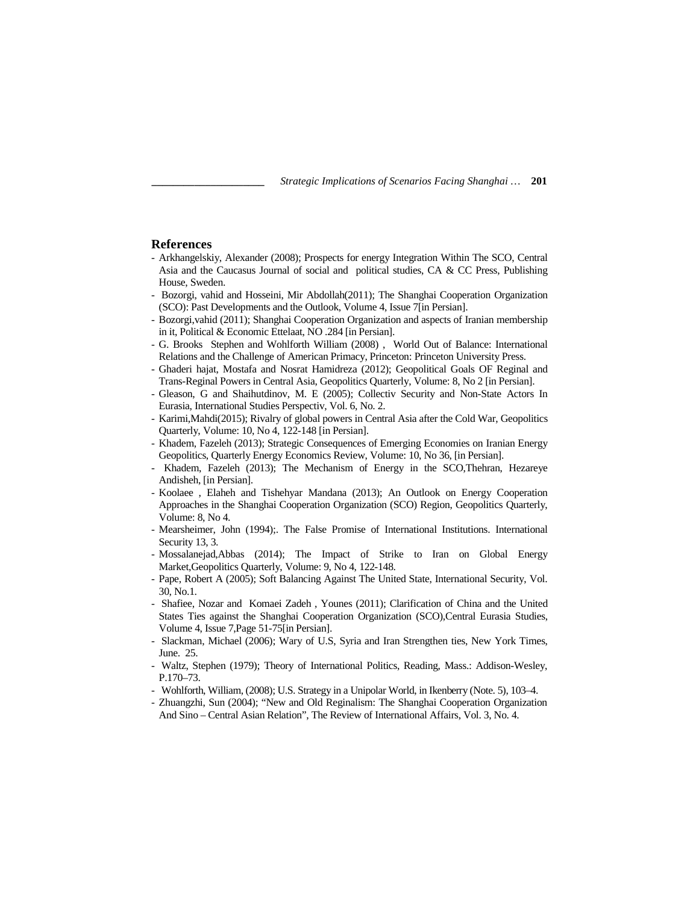## References

- Arkhangelskiy, Alexander (2008); Prospects for energy Integration Within The SCO, Central Asia and the Caucasus Journal of social and political studies, CA & CC Press, Publishing House, Sweden.
- Bozorgi, vahid and Hosseini, Mir Abdollah(2011); The Shanghai Cooperation Organization (SCO): Past Developments and the Outlook, Volume 4, Issue 7[in Persian].
- Bozorgi,vahid (2011); Shanghai Cooperation Organization and aspects of Iranian membership in it, Political & Economic Ettelaat, NO .284 [in Persian].
- G. Brooks Stephen and Wohlforth William (2008) , World Out of Balance: International Relations and the Challenge of American Primacy, Princeton: Princeton University Press.
- Ghaderi hajat, Mostafa and Nosrat Hamidreza (2012); Geopolitical Goals OF Reginal and Trans-Reginal Powers in Central Asia, Geopolitics Quarterly, Volume: 8, No 2 [in Persian].
- Gleason, G and Shaihutdinov, M. E (2005); Collectiv Security and Non-State Actors In Eurasia, International Studies Perspectiv, Vol. 6, No. 2.
- Karimi,Mahdi(2015); Rivalry of global powers in Central Asia after the Cold War, Geopolitics Quarterly, Volume: 10, No 4, 122-148 [in Persian].
- Khadem, Fazeleh (2013); Strategic Consequences of Emerging Economies on Iranian Energy Geopolitics, Quarterly Energy Economics Review, Volume: 10, No 36, [in Persian].
- Khadem, Fazeleh (2013); The Mechanism of Energy in the SCO,Thehran, Hezareye Andisheh, [in Persian].
- Koolaee , Elaheh and Tishehyar Mandana (2013); An Outlook on Energy Cooperation Approaches in the Shanghai Cooperation Organization (SCO) Region, Geopolitics Quarterly, Volume: 8, No 4.
- Mearsheimer, John (1994);. The False Promise of International Institutions. International Security 13, 3.
- Mossalanejad,Abbas (2014); The Impact of Strike to Iran on Global Energy Market,Geopolitics Quarterly, Volume: 9, No 4, 122-148.
- Pape, Robert A (2005); Soft Balancing Against The United State, International Security, Vol. 30, No.1.
- Shafiee, Nozar and Komaei Zadeh , Younes (2011); Clarification of China and the United States Ties against the Shanghai Cooperation Organization (SCO),Central Eurasia Studies, Volume 4, Issue 7,Page 51-75[in Persian].
- Slackman, Michael (2006); Wary of U.S, Syria and Iran Strengthen ties, New York Times, June. 25.
- Waltz, Stephen (1979); Theory of International Politics, Reading, Mass.: Addison-Wesley, P.170–73.
- Wohlforth, William, (2008); U.S. Strategy in a Unipolar World, in Ikenberry (Note. 5), 103–4.
- Zhuangzhi, Sun (2004); "New and Old Reginalism: The Shanghai Cooperation Organization And Sino – Central Asian Relation", The Review of International Affairs, Vol. 3, No. 4.